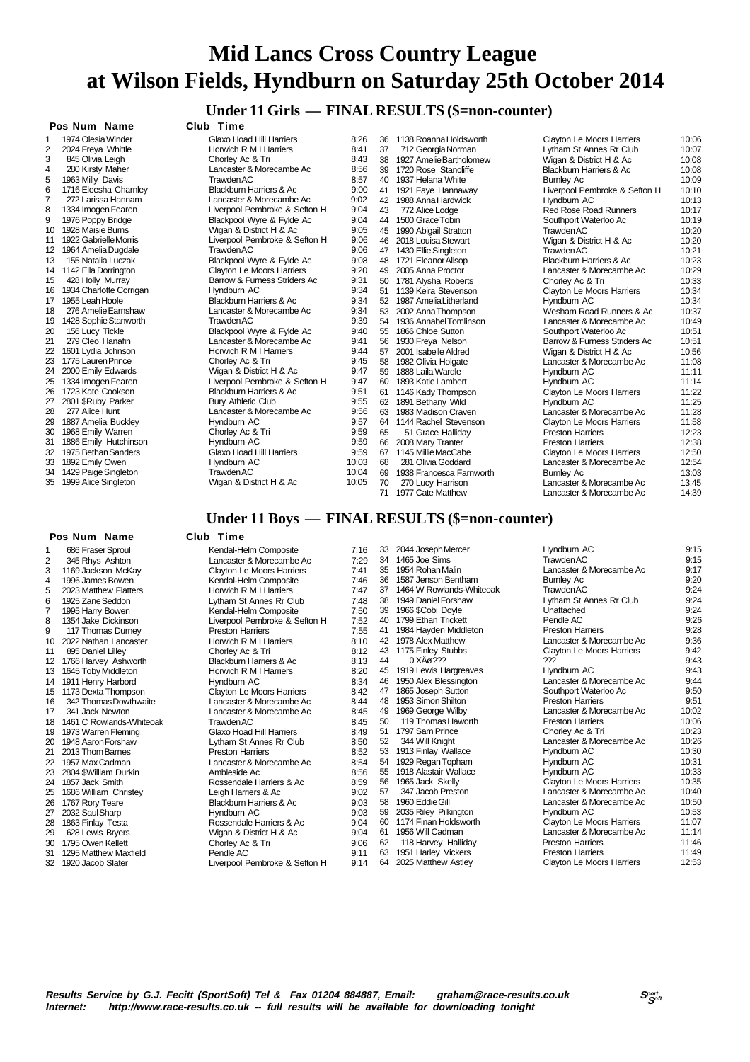# Mid Lancs Cross Country League
# at Wilson Fields, Hyndburn on Saturday 25th October 2014

## Under 11 Girls — FINAL RESULTS ($=non-counter)

| Pos | Num | Name | Club | Time |
|---|---|---|---|---|
| 1 | 1974 | Olesia Winder | Glaxo Hoad Hill Harriers | 8:26 |
| 2 | 2024 | Freya Whittle | Horwich R M I Harriers | 8:41 |
| 3 | 845 | Olivia Leigh | Chorley Ac & Tri | 8:43 |
| 4 | 280 | Kirsty Maher | Lancaster & Morecambe Ac | 8:56 |
| 5 | 1963 | Milly Davis | Trawden AC | 8:57 |
| 6 | 1716 | Eleesha Charnley | Blackburn Harriers & Ac | 9:00 |
| 7 | 272 | Larissa Hannam | Lancaster & Morecambe Ac | 9:02 |
| 8 | 1334 | Imogen Fearon | Liverpool Pembroke & Sefton H | 9:04 |
| 9 | 1976 | Poppy Bridge | Blackpool Wyre & Fylde Ac | 9:04 |
| 10 | 1928 | Maisie Burns | Wigan & District H & Ac | 9:05 |
| 11 | 1922 | Gabrielle Morris | Liverpool Pembroke & Sefton H | 9:06 |
| 12 | 1964 | Amelia Dugdale | Trawden AC | 9:06 |
| 13 | 155 | Natalia Luczak | Blackpool Wyre & Fylde Ac | 9:08 |
| 14 | 1142 | Ella Dorrington | Clayton Le Moors Harriers | 9:20 |
| 15 | 428 | Holly Murray | Barrow & Furness Striders Ac | 9:31 |
| 16 | 1934 | Charlotte Corrigan | Hyndburn AC | 9:34 |
| 17 | 1955 | Leah Hoole | Blackburn Harriers & Ac | 9:34 |
| 18 | 276 | Amelie Earnshaw | Lancaster & Morecambe Ac | 9:34 |
| 19 | 1428 | Sophie Stanworth | Trawden AC | 9:39 |
| 20 | 156 | Lucy Tickle | Blackpool Wyre & Fylde Ac | 9:40 |
| 21 | 279 | Cleo Hanafin | Lancaster & Morecambe Ac | 9:41 |
| 22 | 1601 | Lydia Johnson | Horwich R M I Harriers | 9:44 |
| 23 | 1775 | Lauren Prince | Chorley Ac & Tri | 9:45 |
| 24 | 2000 | Emily Edwards | Wigan & District H & Ac | 9:47 |
| 25 | 1334 | Imogen Fearon | Liverpool Pembroke & Sefton H | 9:47 |
| 26 | 1723 | Kate Cookson | Blackburn Harriers & Ac | 9:51 |
| 27 | 2801 | $Ruby Parker | Bury Athletic Club | 9:55 |
| 28 | 277 | Alice Hunt | Lancaster & Morecambe Ac | 9:56 |
| 29 | 1887 | Amelia Buckley | Hyndburn AC | 9:57 |
| 30 | 1968 | Emily Warren | Chorley Ac & Tri | 9:59 |
| 31 | 1886 | Emily Hutchinson | Hyndburn AC | 9:59 |
| 32 | 1975 | Bethan Sanders | Glaxo Hoad Hill Harriers | 9:59 |
| 33 | 1892 | Emily Owen | Hyndburn AC | 10:03 |
| 34 | 1429 | Paige Singleton | Trawden AC | 10:04 |
| 35 | 1999 | Alice Singleton | Wigan & District H & Ac | 10:05 |
| 36 | 1138 | Roanna Holdsworth | Clayton Le Moors Harriers | 10:06 |
| 37 | 712 | Georgia Norman | Lytham St Annes Rr Club | 10:07 |
| 38 | 1927 | Amelie Bartholomew | Wigan & District H & Ac | 10:08 |
| 39 | 1720 | Rose Stancliffe | Blackburn Harriers & Ac | 10:08 |
| 40 | 1937 | Helena White | Burnley Ac | 10:09 |
| 41 | 1921 | Faye Hannaway | Liverpool Pembroke & Sefton H | 10:10 |
| 42 | 1988 | Anna Hardwick | Hyndburn AC | 10:13 |
| 43 | 772 | Alice Lodge | Red Rose Road Runners | 10:17 |
| 44 | 1500 | Grace Tobin | Southport Waterloo Ac | 10:19 |
| 45 | 1990 | Abigail Stratton | Trawden AC | 10:20 |
| 46 | 2018 | Louisa Stewart | Wigan & District H & Ac | 10:20 |
| 47 | 1430 | Ellie Singleton | Trawden AC | 10:21 |
| 48 | 1721 | Eleanor Allsop | Blackburn Harriers & Ac | 10:23 |
| 49 | 2005 | Anna Proctor | Lancaster & Morecambe Ac | 10:29 |
| 50 | 1781 | Alysha Roberts | Chorley Ac & Tri | 10:33 |
| 51 | 1139 | Keira Stevenson | Clayton Le Moors Harriers | 10:34 |
| 52 | 1987 | Amelia Litherland | Hyndburn AC | 10:34 |
| 53 | 2002 | Anna Thompson | Wesham Road Runners & Ac | 10:37 |
| 54 | 1936 | Annabel Tomlinson | Lancaster & Morecambe Ac | 10:49 |
| 55 | 1866 | Chloe Sutton | Southport Waterloo Ac | 10:51 |
| 56 | 1930 | Freya Nelson | Barrow & Furness Striders Ac | 10:51 |
| 57 | 2001 | Isabelle Aldred | Wigan & District H & Ac | 10:56 |
| 58 | 1982 | Olivia Holgate | Lancaster & Morecambe Ac | 11:08 |
| 59 | 1888 | Laila Wardle | Hyndburn AC | 11:11 |
| 60 | 1893 | Katie Lambert | Hyndburn AC | 11:14 |
| 61 | 1146 | Kady Thompson | Clayton Le Moors Harriers | 11:22 |
| 62 | 1891 | Bethany Wild | Hyndburn AC | 11:25 |
| 63 | 1983 | Madison Craven | Lancaster & Morecambe Ac | 11:28 |
| 64 | 1144 | Rachel Stevenson | Clayton Le Moors Harriers | 11:58 |
| 65 | 51 | Grace Halliday | Preston Harriers | 12:23 |
| 66 | 2008 | Mary Tranter | Preston Harriers | 12:38 |
| 67 | 1145 | Millie MacCabe | Clayton Le Moors Harriers | 12:50 |
| 68 | 281 | Olivia Goddard | Lancaster & Morecambe Ac | 12:54 |
| 69 | 1938 | Francesca Farnworth | Burnley Ac | 13:03 |
| 70 | 270 | Lucy Harrison | Lancaster & Morecambe Ac | 13:45 |
| 71 | 1977 | Cate Matthew | Lancaster & Morecambe Ac | 14:39 |

## Under 11 Boys — FINAL RESULTS ($=non-counter)

| Pos | Num | Name | Club | Time |
|---|---|---|---|---|
| 1 | 686 | Fraser Sproul | Kendal-Helm Composite | 7:16 |
| 2 | 345 | Rhys Ashton | Lancaster & Morecambe Ac | 7:29 |
| 3 | 1169 | Jackson McKay | Clayton Le Moors Harriers | 7:41 |
| 4 | 1996 | James Bowen | Kendal-Helm Composite | 7:46 |
| 5 | 2023 | Matthew Flatters | Horwich R M I Harriers | 7:47 |
| 6 | 1925 | Zane Seddon | Lytham St Annes Rr Club | 7:48 |
| 7 | 1995 | Harry Bowen | Kendal-Helm Composite | 7:50 |
| 8 | 1354 | Jake Dickinson | Liverpool Pembroke & Sefton H | 7:52 |
| 9 | 117 | Thomas Durney | Preston Harriers | 7:55 |
| 10 | 2022 | Nathan Lancaster | Horwich R M I Harriers | 8:10 |
| 11 | 895 | Daniel Lilley | Chorley Ac & Tri | 8:12 |
| 12 | 1766 | Harvey Ashworth | Blackburn Harriers & Ac | 8:13 |
| 13 | 1645 | Toby Middleton | Horwich R M I Harriers | 8:20 |
| 14 | 1911 | Henry Harbord | Hyndburn AC | 8:34 |
| 15 | 1173 | Dexta Thompson | Clayton Le Moors Harriers | 8:42 |
| 16 | 342 | Thomas Dowthwaite | Lancaster & Morecambe Ac | 8:44 |
| 17 | 341 | Jack Newton | Lancaster & Morecambe Ac | 8:45 |
| 18 | 1461 | C Rowlands-Whiteoak | Trawden AC | 8:45 |
| 19 | 1973 | Warren Fleming | Glaxo Hoad Hill Harriers | 8:49 |
| 20 | 1948 | Aaron Forshaw | Lytham St Annes Rr Club | 8:50 |
| 21 | 2013 | Thom Barnes | Preston Harriers | 8:52 |
| 22 | 1957 | Max Cadman | Lancaster & Morecambe Ac | 8:54 |
| 23 | 2804 | $William Durkin | Ambleside Ac | 8:56 |
| 24 | 1857 | Jack Smith | Rossendale Harriers & Ac | 8:59 |
| 25 | 1686 | William Christey | Leigh Harriers & Ac | 9:02 |
| 26 | 1767 | Rory Teare | Blackburn Harriers & Ac | 9:03 |
| 27 | 2032 | Saul Sharp | Hyndburn AC | 9:03 |
| 28 | 1863 | Finlay Testa | Rossendale Harriers & Ac | 9:04 |
| 29 | 628 | Lewis Bryers | Wigan & District H & Ac | 9:04 |
| 30 | 1795 | Owen Kellett | Chorley Ac & Tri | 9:06 |
| 31 | 1295 | Matthew Maxfield | Pendle AC | 9:11 |
| 32 | 1920 | Jacob Slater | Liverpool Pembroke & Sefton H | 9:14 |
| 33 | 2044 | Joseph Mercer | Hyndburn AC | 9:15 |
| 34 | 1465 | Joe Sims | Trawden AC | 9:15 |
| 35 | 1954 | Rohan Malin | Lancaster & Morecambe Ac | 9:17 |
| 36 | 1587 | Jenson Bentham | Burnley Ac | 9:20 |
| 37 | 1464 | W Rowlands-Whiteoak | Trawden AC | 9:24 |
| 38 | 1949 | Daniel Forshaw | Lytham St Annes Rr Club | 9:24 |
| 39 | 1966 | $Cobi Doyle | Unattached | 9:24 |
| 40 | 1799 | Ethan Trickett | Pendle AC | 9:26 |
| 41 | 1984 | Hayden Middleton | Preston Harriers | 9:28 |
| 42 | 1978 | Alex Matthew | Lancaster & Morecambe Ac | 9:36 |
| 43 | 1175 | Finley Stubbs | Clayton Le Moors Harriers | 9:42 |
| 44 | 0 | XÄø??? | ??? | 9:43 |
| 45 | 1919 | Lewis Hargreaves | Hyndburn AC | 9:43 |
| 46 | 1950 | Alex Blessington | Lancaster & Morecambe Ac | 9:44 |
| 47 | 1865 | Joseph Sutton | Southport Waterloo Ac | 9:50 |
| 48 | 1953 | Simon Shilton | Preston Harriers | 9:51 |
| 49 | 1969 | George Wilby | Lancaster & Morecambe Ac | 10:02 |
| 50 | 119 | Thomas Haworth | Preston Harriers | 10:06 |
| 51 | 1797 | Sam Prince | Chorley Ac & Tri | 10:23 |
| 52 | 344 | Will Knight | Lancaster & Morecambe Ac | 10:26 |
| 53 | 1913 | Finlay Wallace | Hyndburn AC | 10:30 |
| 54 | 1929 | Regan Topham | Hyndburn AC | 10:31 |
| 55 | 1918 | Alastair Wallace | Hyndburn AC | 10:33 |
| 56 | 1965 | Jack Skelly | Clayton Le Moors Harriers | 10:35 |
| 57 | 347 | Jacob Preston | Lancaster & Morecambe Ac | 10:40 |
| 58 | 1960 | Eddie Gill | Lancaster & Morecambe Ac | 10:50 |
| 59 | 2035 | Riley Pilkington | Hyndburn AC | 10:53 |
| 60 | 1174 | Finan Holdsworth | Clayton Le Moors Harriers | 11:07 |
| 61 | 1956 | Will Cadman | Lancaster & Morecambe Ac | 11:14 |
| 62 | 118 | Harvey Halliday | Preston Harriers | 11:46 |
| 63 | 1951 | Harley Vickers | Preston Harriers | 11:49 |
| 64 | 2025 | Matthew Astley | Clayton Le Moors Harriers | 12:53 |

***Results Service by G.J. Fecitt (SportSoft) Tel & Fax 01204 884887, Email: graham@race-results.co.uk***
***Internet: http://www.race-results.co.uk -- full results will be available for downloading tonight***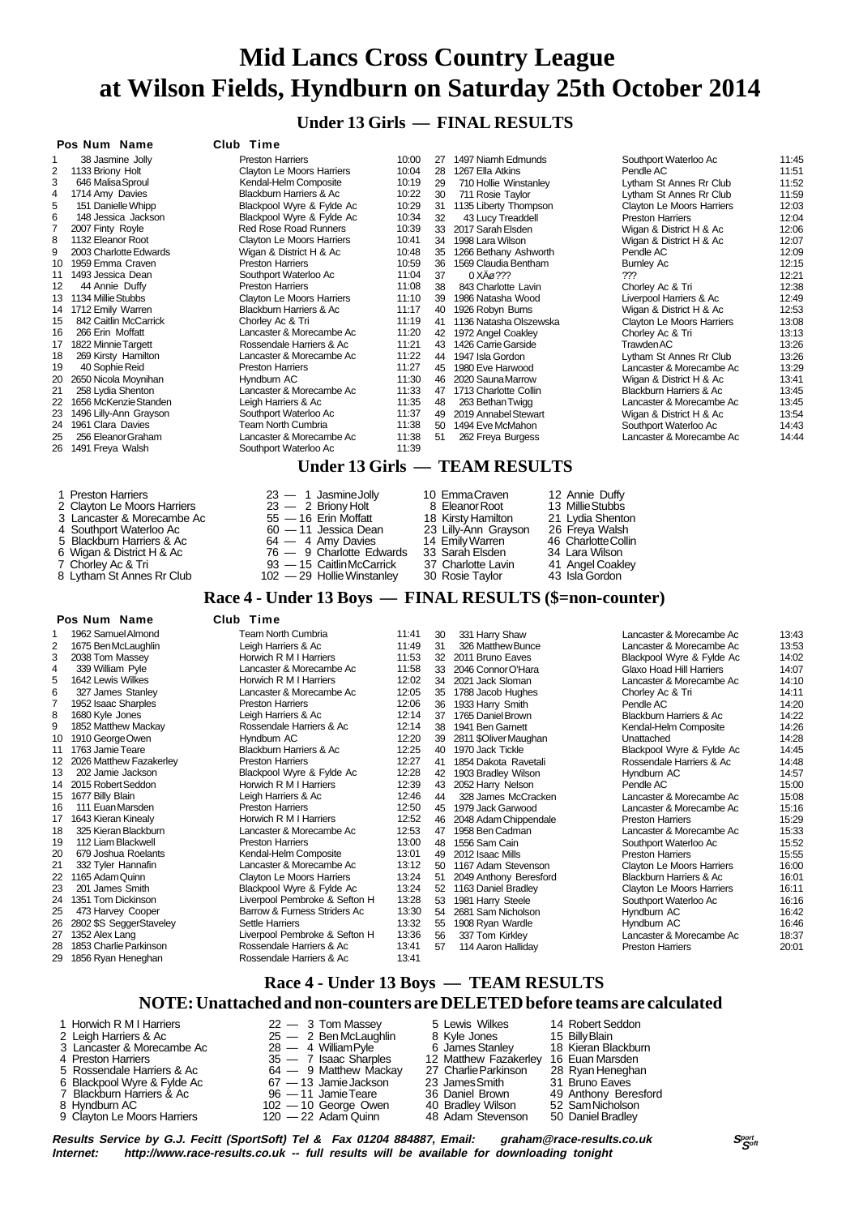# Mid Lancs Cross Country League at Wilson Fields, Hyndburn on Saturday 25th October 2014

## Under 13 Girls — FINAL RESULTS

| Pos | Num | Name | Club | Time |
|---|---|---|---|---|
| 1 | 38 | Jasmine Jolly | Preston Harriers | 10:00 |
| 2 | 1133 | Briony Holt | Clayton Le Moors Harriers | 10:04 |
| 3 | 646 | Malisa Sproul | Kendal-Helm Composite | 10:19 |
| 4 | 1714 | Amy Davies | Blackburn Harriers & Ac | 10:22 |
| 5 | 151 | Danielle Whipp | Blackpool Wyre & Fylde Ac | 10:29 |
| 6 | 148 | Jessica Jackson | Blackpool Wyre & Fylde Ac | 10:34 |
| 7 | 2007 | Finty Royle | Red Rose Road Runners | 10:39 |
| 8 | 1132 | Eleanor Root | Clayton Le Moors Harriers | 10:41 |
| 9 | 2003 | Charlotte Edwards | Wigan & District H & Ac | 10:48 |
| 10 | 1959 | Emma Craven | Preston Harriers | 10:59 |
| 11 | 1493 | Jessica Dean | Southport Waterloo Ac | 11:04 |
| 12 | 44 | Annie Duffy | Preston Harriers | 11:08 |
| 13 | 1134 | Millie Stubbs | Clayton Le Moors Harriers | 11:10 |
| 14 | 1712 | Emily Warren | Blackburn Harriers & Ac | 11:17 |
| 15 | 842 | Caitlin McCarrick | Chorley Ac & Tri | 11:19 |
| 16 | 266 | Erin Moffatt | Lancaster & Morecambe Ac | 11:20 |
| 17 | 1822 | Minnie Targett | Rossendale Harriers & Ac | 11:21 |
| 18 | 269 | Kirsty Hamilton | Lancaster & Morecambe Ac | 11:22 |
| 19 | 40 | Sophie Reid | Preston Harriers | 11:27 |
| 20 | 2650 | Nicola Moynihan | Hyndburn AC | 11:30 |
| 21 | 258 | Lydia Shenton | Lancaster & Morecambe Ac | 11:33 |
| 22 | 1656 | McKenzie Standen | Leigh Harriers & Ac | 11:35 |
| 23 | 1496 | Lilly-Ann Grayson | Southport Waterloo Ac | 11:37 |
| 24 | 1961 | Clara Davies | Team North Cumbria | 11:38 |
| 25 | 256 | Eleanor Graham | Lancaster & Morecambe Ac | 11:38 |
| 26 | 1491 | Freya Walsh | Southport Waterloo Ac | 11:39 |
| 27 | 1497 | Niamh Edmunds | Southport Waterloo Ac | 11:45 |
| 28 | 1267 | Ella Atkins | Pendle AC | 11:51 |
| 29 | 710 | Hollie Winstanley | Lytham St Annes Rr Club | 11:52 |
| 30 | 711 | Rosie Taylor | Lytham St Annes Rr Club | 11:59 |
| 31 | 1135 | Liberty Thompson | Clayton Le Moors Harriers | 12:03 |
| 32 | 43 | Lucy Treaddell | Preston Harriers | 12:04 |
| 33 | 2017 | Sarah Elsden | Wigan & District H & Ac | 12:06 |
| 34 | 1998 | Lara Wilson | Wigan & District H & Ac | 12:07 |
| 35 | 1266 | Bethany Ashworth | Pendle AC | 12:09 |
| 36 | 1569 | Claudia Bentham | Burnley Ac | 12:15 |
| 37 | 0 | XÄø??? | ??? | 12:21 |
| 38 | 843 | Charlotte Lavin | Chorley Ac & Tri | 12:38 |
| 39 | 1986 | Natasha Wood | Liverpool Harriers & Ac | 12:49 |
| 40 | 1926 | Robyn Burns | Wigan & District H & Ac | 12:53 |
| 41 | 1136 | Natasha Olszewska | Clayton Le Moors Harriers | 13:08 |
| 42 | 1972 | Angel Coakley | Chorley Ac & Tri | 13:13 |
| 43 | 1426 | Carrie Garside | Trawden AC | 13:26 |
| 44 | 1947 | Isla Gordon | Lytham St Annes Rr Club | 13:26 |
| 45 | 1980 | Eve Harwood | Lancaster & Morecambe Ac | 13:29 |
| 46 | 2020 | Sauna Marrow | Wigan & District H & Ac | 13:41 |
| 47 | 1713 | Charlotte Collin | Blackburn Harriers & Ac | 13:45 |
| 48 | 263 | Bethan Twigg | Lancaster & Morecambe Ac | 13:45 |
| 49 | 2019 | Annabel Stewart | Wigan & District H & Ac | 13:54 |
| 50 | 1494 | Eve McMahon | Southport Waterloo Ac | 14:43 |
| 51 | 262 | Freya Burgess | Lancaster & Morecambe Ac | 14:44 |

## Under 13 Girls — TEAM RESULTS

| Pos | Team | Points | Runner 1 | Runner 2 | Runner 3 |
|---|---|---|---|---|---|
| 1 | Preston Harriers | 23 | 1 Jasmine Jolly | 10 Emma Craven | 12 Annie Duffy |
| 2 | Clayton Le Moors Harriers | 23 | 2 Briony Holt | 8 Eleanor Root | 13 Millie Stubbs |
| 3 | Lancaster & Morecambe Ac | 55 | 16 Erin Moffatt | 18 Kirsty Hamilton | 21 Lydia Shenton |
| 4 | Southport Waterloo Ac | 60 | 11 Jessica Dean | 23 Lilly-Ann Grayson | 26 Freya Walsh |
| 5 | Blackburn Harriers & Ac | 64 | 4 Amy Davies | 14 Emily Warren | 46 Charlotte Collin |
| 6 | Wigan & District H & Ac | 76 | 9 Charlotte Edwards | 33 Sarah Elsden | 34 Lara Wilson |
| 7 | Chorley Ac & Tri | 93 | 15 Caitlin McCarrick | 37 Charlotte Lavin | 41 Angel Coakley |
| 8 | Lytham St Annes Rr Club | 102 | 29 Hollie Winstanley | 30 Rosie Taylor | 43 Isla Gordon |

## Race 4 - Under 13 Boys — FINAL RESULTS ($=non-counter)

| Pos | Num | Name | Club | Time |
|---|---|---|---|---|
| 1 | 1962 | Samuel Almond | Team North Cumbria | 11:41 |
| 2 | 1675 | Ben McLaughlin | Leigh Harriers & Ac | 11:49 |
| 3 | 2038 | Tom Massey | Horwich R M I Harriers | 11:53 |
| 4 | 339 | William Pyle | Lancaster & Morecambe Ac | 11:58 |
| 5 | 1642 | Lewis Wilkes | Horwich R M I Harriers | 12:02 |
| 6 | 327 | James Stanley | Lancaster & Morecambe Ac | 12:05 |
| 7 | 1952 | Isaac Sharples | Preston Harriers | 12:06 |
| 8 | 1680 | Kyle Jones | Leigh Harriers & Ac | 12:14 |
| 9 | 1852 | Matthew Mackay | Rossendale Harriers & Ac | 12:14 |
| 10 | 1910 | George Owen | Hyndburn AC | 12:20 |
| 11 | 1763 | Jamie Teare | Blackburn Harriers & Ac | 12:25 |
| 12 | 2026 | Matthew Fazakerley | Preston Harriers | 12:27 |
| 13 | 202 | Jamie Jackson | Blackpool Wyre & Fylde Ac | 12:28 |
| 14 | 2015 | Robert Seddon | Horwich R M I Harriers | 12:39 |
| 15 | 1677 | Billy Blain | Leigh Harriers & Ac | 12:46 |
| 16 | 111 | Euan Marsden | Preston Harriers | 12:50 |
| 17 | 1643 | Kieran Kinealy | Horwich R M I Harriers | 12:52 |
| 18 | 325 | Kieran Blackburn | Lancaster & Morecambe Ac | 12:53 |
| 19 | 112 | Liam Blackwell | Preston Harriers | 13:00 |
| 20 | 679 | Joshua Roelants | Kendal-Helm Composite | 13:01 |
| 21 | 332 | Tyler Hannafin | Lancaster & Morecambe Ac | 13:12 |
| 22 | 1165 | Adam Quinn | Clayton Le Moors Harriers | 13:24 |
| 23 | 201 | James Smith | Blackpool Wyre & Fylde Ac | 13:24 |
| 24 | 1351 | Tom Dickinson | Liverpool Pembroke & Sefton H | 13:28 |
| 25 | 473 | Harvey Cooper | Barrow & Furness Striders Ac | 13:30 |
| 26 | 2802 | $S Segger Staveley | Settle Harriers | 13:32 |
| 27 | 1352 | Alex Lang | Liverpool Pembroke & Sefton H | 13:36 |
| 28 | 1853 | Charlie Parkinson | Rossendale Harriers & Ac | 13:41 |
| 29 | 1856 | Ryan Heneghan | Rossendale Harriers & Ac | 13:41 |
| 30 | 331 | Harry Shaw | Lancaster & Morecambe Ac | 13:43 |
| 31 | 326 | Matthew Bunce | Lancaster & Morecambe Ac | 13:53 |
| 32 | 2011 | Bruno Eaves | Blackpool Wyre & Fylde Ac | 14:02 |
| 33 | 2046 | Connor O'Hara | Glaxo Hoad Hill Harriers | 14:07 |
| 34 | 2021 | Jack Sloman | Lancaster & Morecambe Ac | 14:10 |
| 35 | 1788 | Jacob Hughes | Chorley Ac & Tri | 14:11 |
| 36 | 1933 | Harry Smith | Pendle AC | 14:20 |
| 37 | 1765 | Daniel Brown | Blackburn Harriers & Ac | 14:22 |
| 38 | 1941 | Ben Garnett | Kendal-Helm Composite | 14:26 |
| 39 | 2811 | $Oliver Maughan | Unattached | 14:28 |
| 40 | 1970 | Jack Tickle | Blackpool Wyre & Fylde Ac | 14:45 |
| 41 | 1854 | Dakota Ravetali | Rossendale Harriers & Ac | 14:48 |
| 42 | 1903 | Bradley Wilson | Hyndburn AC | 14:57 |
| 43 | 2052 | Harry Nelson | Pendle AC | 15:00 |
| 44 | 328 | James McCracken | Lancaster & Morecambe Ac | 15:08 |
| 45 | 1979 | Jack Garwood | Lancaster & Morecambe Ac | 15:16 |
| 46 | 2048 | Adam Chippendale | Preston Harriers | 15:29 |
| 47 | 1958 | Ben Cadman | Lancaster & Morecambe Ac | 15:33 |
| 48 | 1556 | Sam Cain | Southport Waterloo Ac | 15:52 |
| 49 | 2012 | Isaac Mills | Preston Harriers | 15:55 |
| 50 | 1167 | Adam Stevenson | Clayton Le Moors Harriers | 16:00 |
| 51 | 2049 | Anthony Beresford | Blackburn Harriers & Ac | 16:01 |
| 52 | 1163 | Daniel Bradley | Clayton Le Moors Harriers | 16:11 |
| 53 | 1981 | Harry Steele | Southport Waterloo Ac | 16:16 |
| 54 | 2681 | Sam Nicholson | Hyndburn AC | 16:42 |
| 55 | 1908 | Ryan Wardle | Hyndburn AC | 16:46 |
| 56 | 337 | Tom Kirkley | Lancaster & Morecambe Ac | 18:37 |
| 57 | 114 | Aaron Halliday | Preston Harriers | 20:01 |

## Race 4 - Under 13 Boys — TEAM RESULTS

### NOTE: Unattached and non-counters are DELETED before teams are calculated

| Pos | Team | Points | Runner 1 | Runner 2 | Runner 3 |
|---|---|---|---|---|---|
| 1 | Horwich R M I Harriers | 22 | 3 Tom Massey | 5 Lewis Wilkes | 14 Robert Seddon |
| 2 | Leigh Harriers & Ac | 25 | 2 Ben McLaughlin | 8 Kyle Jones | 15 Billy Blain |
| 3 | Lancaster & Morecambe Ac | 28 | 4 William Pyle | 6 James Stanley | 18 Kieran Blackburn |
| 4 | Preston Harriers | 35 | 7 Isaac Sharples | 12 Matthew Fazakerley | 16 Euan Marsden |
| 5 | Rossendale Harriers & Ac | 64 | 9 Matthew Mackay | 27 Charlie Parkinson | 28 Ryan Heneghan |
| 6 | Blackpool Wyre & Fylde Ac | 67 | 13 Jamie Jackson | 23 James Smith | 31 Bruno Eaves |
| 7 | Blackburn Harriers & Ac | 96 | 11 Jamie Teare | 36 Daniel Brown | 49 Anthony Beresford |
| 8 | Hyndburn AC | 102 | 10 George Owen | 40 Bradley Wilson | 52 Sam Nicholson |
| 9 | Clayton Le Moors Harriers | 120 | 22 Adam Quinn | 48 Adam Stevenson | 50 Daniel Bradley |

***Results Service by G.J. Fecitt (SportSoft) Tel & Fax 01204 884887, Email: graham@race-results.co.uk***
***Internet: http://www.race-results.co.uk -- full results will be available for downloading tonight***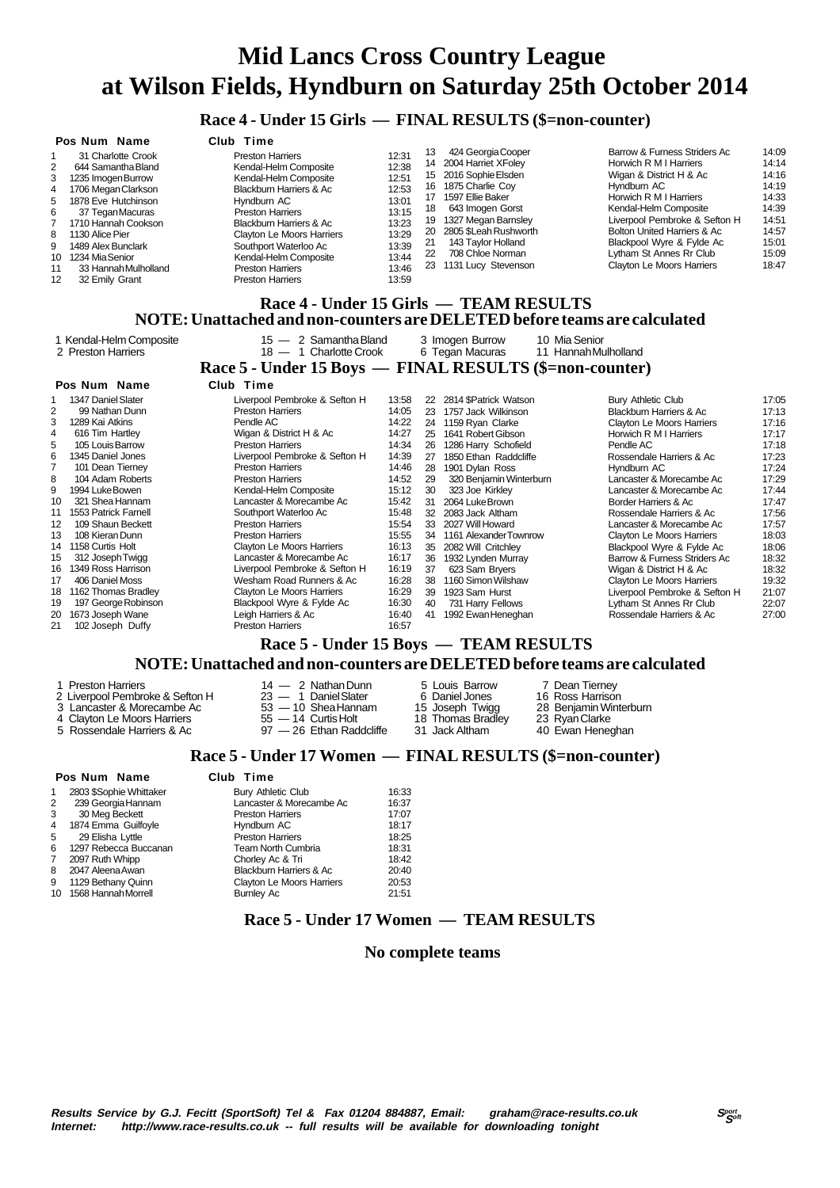# Mid Lancs Cross Country League
# at Wilson Fields, Hyndburn on Saturday 25th October 2014

## Race 4 - Under 15 Girls — FINAL RESULTS ($=non-counter)

| Pos | Num | Name | Club | Time |
|---|---|---|---|---|
| 1 | 31 | Charlotte Crook | Preston Harriers | 12:31 |
| 2 | 644 | Samantha Bland | Kendal-Helm Composite | 12:38 |
| 3 | 1235 | Imogen Burrow | Kendal-Helm Composite | 12:51 |
| 4 | 1706 | Megan Clarkson | Blackburn Harriers & Ac | 12:53 |
| 5 | 1878 | Eve Hutchinson | Hyndburn AC | 13:01 |
| 6 | 37 | Tegan Macuras | Preston Harriers | 13:15 |
| 7 | 1710 | Hannah Cookson | Blackburn Harriers & Ac | 13:23 |
| 8 | 1130 | Alice Pier | Clayton Le Moors Harriers | 13:29 |
| 9 | 1489 | Alex Bunclark | Southport Waterloo Ac | 13:39 |
| 10 | 1234 | Mia Senior | Kendal-Helm Composite | 13:44 |
| 11 | 33 | Hannah Mulholland | Preston Harriers | 13:46 |
| 12 | 32 | Emily Grant | Preston Harriers | 13:59 |
| 13 | 424 | Georgia Cooper | Barrow & Furness Striders Ac | 14:09 |
| 14 | 2004 | Harriet XFoley | Horwich R M I Harriers | 14:14 |
| 15 | 2016 | Sophie Elsden | Wigan & District H & Ac | 14:16 |
| 16 | 1875 | Charlie Coy | Hyndburn AC | 14:19 |
| 17 | 1597 | Ellie Baker | Horwich R M I Harriers | 14:33 |
| 18 | 643 | Imogen Gorst | Kendal-Helm Composite | 14:39 |
| 19 | 1327 | Megan Barnsley | Liverpool Pembroke & Sefton H | 14:51 |
| 20 | 2805 | $Leah Rushworth | Bolton United Harriers & Ac | 14:57 |
| 21 | 143 | Taylor Holland | Blackpool Wyre & Fylde Ac | 15:01 |
| 22 | 708 | Chloe Norman | Lytham St Annes Rr Club | 15:09 |
| 23 | 1131 | Lucy Stevenson | Clayton Le Moors Harriers | 18:47 |

## Race 4 - Under 15 Girls — TEAM RESULTS

**NOTE: Unattached and non-counters are DELETED before teams are calculated**

| Pos | Team | Points | | | |
|---|---|---|---|---|---|
| 1 | Kendal-Helm Composite | 15 | 2 Samantha Bland | 3 Imogen Burrow | 10 Mia Senior |
| 2 | Preston Harriers | 18 | 1 Charlotte Crook | 6 Tegan Macuras | 11 Hannah Mulholland |

## Race 5 - Under 15 Boys — FINAL RESULTS ($=non-counter)

| Pos | Num | Name | Club | Time |
|---|---|---|---|---|
| 1 | 1347 | Daniel Slater | Liverpool Pembroke & Sefton H | 13:58 |
| 2 | 99 | Nathan Dunn | Preston Harriers | 14:05 |
| 3 | 1289 | Kai Atkins | Pendle AC | 14:22 |
| 4 | 616 | Tim Hartley | Wigan & District H & Ac | 14:27 |
| 5 | 105 | Louis Barrow | Preston Harriers | 14:34 |
| 6 | 1345 | Daniel Jones | Liverpool Pembroke & Sefton H | 14:39 |
| 7 | 101 | Dean Tierney | Preston Harriers | 14:46 |
| 8 | 104 | Adam Roberts | Preston Harriers | 14:52 |
| 9 | 1994 | Luke Bowen | Kendal-Helm Composite | 15:12 |
| 10 | 321 | Shea Hannam | Lancaster & Morecambe Ac | 15:42 |
| 11 | 1553 | Patrick Farnell | Southport Waterloo Ac | 15:48 |
| 12 | 109 | Shaun Beckett | Preston Harriers | 15:54 |
| 13 | 108 | Kieran Dunn | Preston Harriers | 15:55 |
| 14 | 1158 | Curtis Holt | Clayton Le Moors Harriers | 16:13 |
| 15 | 312 | Joseph Twigg | Lancaster & Morecambe Ac | 16:17 |
| 16 | 1349 | Ross Harrison | Liverpool Pembroke & Sefton H | 16:19 |
| 17 | 406 | Daniel Moss | Wesham Road Runners & Ac | 16:28 |
| 18 | 1162 | Thomas Bradley | Clayton Le Moors Harriers | 16:29 |
| 19 | 197 | George Robinson | Blackpool Wyre & Fylde Ac | 16:30 |
| 20 | 1673 | Joseph Wane | Leigh Harriers & Ac | 16:40 |
| 21 | 102 | Joseph Duffy | Preston Harriers | 16:57 |
| 22 | 2814 | $Patrick Watson | Bury Athletic Club | 17:05 |
| 23 | 1757 | Jack Wilkinson | Blackburn Harriers & Ac | 17:13 |
| 24 | 1159 | Ryan Clarke | Clayton Le Moors Harriers | 17:16 |
| 25 | 1641 | Robert Gibson | Horwich R M I Harriers | 17:17 |
| 26 | 1286 | Harry Schofield | Pendle AC | 17:18 |
| 27 | 1850 | Ethan Raddcliffe | Rossendale Harriers & Ac | 17:23 |
| 28 | 1901 | Dylan Ross | Hyndburn AC | 17:24 |
| 29 | 320 | Benjamin Winterburn | Lancaster & Morecambe Ac | 17:29 |
| 30 | 323 | Joe Kirkley | Lancaster & Morecambe Ac | 17:44 |
| 31 | 2064 | Luke Brown | Border Harriers & Ac | 17:47 |
| 32 | 2083 | Jack Altham | Rossendale Harriers & Ac | 17:56 |
| 33 | 2027 | Will Howard | Lancaster & Morecambe Ac | 17:57 |
| 34 | 1161 | Alexander Townrow | Clayton Le Moors Harriers | 18:03 |
| 35 | 2082 | Will Critchley | Blackpool Wyre & Fylde Ac | 18:06 |
| 36 | 1932 | Lynden Murray | Barrow & Furness Striders Ac | 18:32 |
| 37 | 623 | Sam Bryers | Wigan & District H & Ac | 18:32 |
| 38 | 1160 | Simon Wilshaw | Clayton Le Moors Harriers | 19:32 |
| 39 | 1923 | Sam Hurst | Liverpool Pembroke & Sefton H | 21:07 |
| 40 | 731 | Harry Fellows | Lytham St Annes Rr Club | 22:07 |
| 41 | 1992 | Ewan Heneghan | Rossendale Harriers & Ac | 27:00 |

## Race 5 - Under 15 Boys — TEAM RESULTS

**NOTE: Unattached and non-counters are DELETED before teams are calculated**

| Pos | Team | Points | | | |
|---|---|---|---|---|---|
| 1 | Preston Harriers | 14 | 2 Nathan Dunn | 5 Louis Barrow | 7 Dean Tierney |
| 2 | Liverpool Pembroke & Sefton H | 23 | 1 Daniel Slater | 6 Daniel Jones | 16 Ross Harrison |
| 3 | Lancaster & Morecambe Ac | 53 | 10 Shea Hannam | 15 Joseph Twigg | 28 Benjamin Winterburn |
| 4 | Clayton Le Moors Harriers | 55 | 14 Curtis Holt | 18 Thomas Bradley | 23 Ryan Clarke |
| 5 | Rossendale Harriers & Ac | 97 | 26 Ethan Raddcliffe | 31 Jack Altham | 40 Ewan Heneghan |

## Race 5 - Under 17 Women — FINAL RESULTS ($=non-counter)

| Pos | Num | Name | Club | Time |
|---|---|---|---|---|
| 1 | 2803 | $Sophie Whittaker | Bury Athletic Club | 16:33 |
| 2 | 239 | Georgia Hannam | Lancaster & Morecambe Ac | 16:37 |
| 3 | 30 | Meg Beckett | Preston Harriers | 17:07 |
| 4 | 1874 | Emma Guilfoyle | Hyndburn AC | 18:17 |
| 5 | 29 | Elisha Lyttle | Preston Harriers | 18:25 |
| 6 | 1297 | Rebecca Buccanan | Team North Cumbria | 18:31 |
| 7 | 2097 | Ruth Whipp | Chorley Ac & Tri | 18:42 |
| 8 | 2047 | Aleena Awan | Blackburn Harriers & Ac | 20:40 |
| 9 | 1129 | Bethany Quinn | Clayton Le Moors Harriers | 20:53 |
| 10 | 1568 | Hannah Morrell | Burnley Ac | 21:51 |

## Race 5 - Under 17 Women — TEAM RESULTS

**No complete teams**

***Results Service by G.J. Fecitt (SportSoft) Tel & Fax 01204 884887, Email: graham@race-results.co.uk***
***Internet: http://www.race-results.co.uk -- full results will be available for downloading tonight***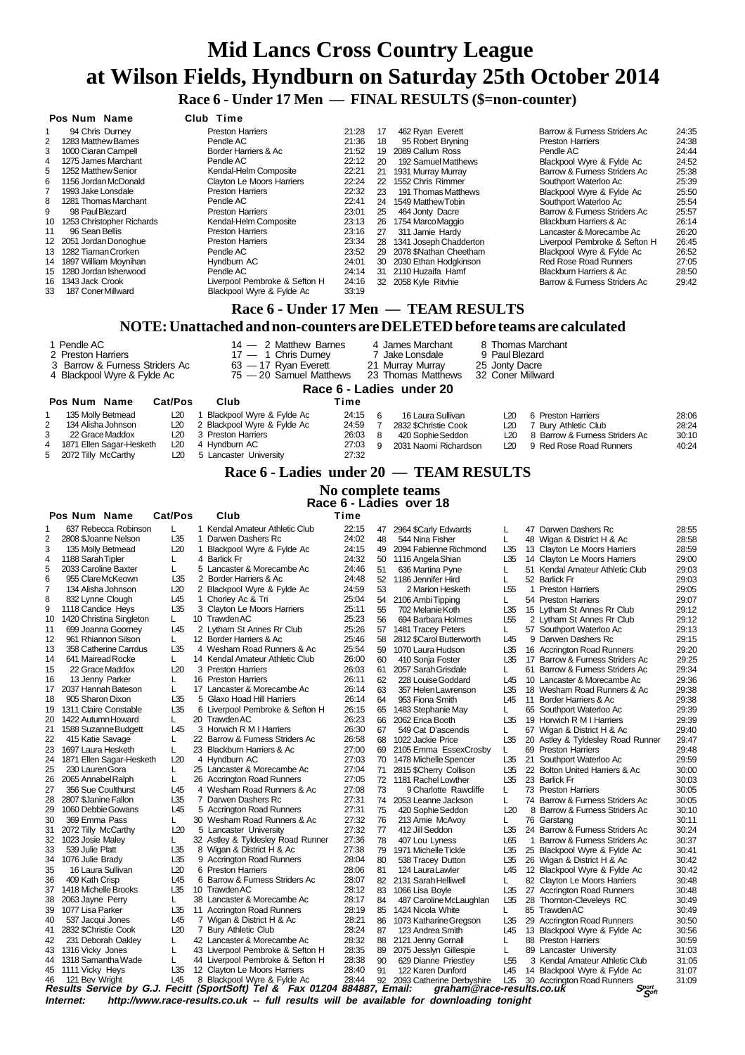# Mid Lancs Cross Country League
# at Wilson Fields, Hyndburn on Saturday 25th October 2014

### Race 6 - Under 17 Men — FINAL RESULTS ($=non-counter)

| Pos | Num | Name | Club | Time |
|---|---|---|---|---|
| 1 | 94 | Chris Durney | Preston Harriers | 21:28 |
| 2 | 1283 | Matthew Barnes | Pendle AC | 21:36 |
| 3 | 1000 | Ciaran Campell | Border Harriers & Ac | 21:52 |
| 4 | 1275 | James Marchant | Pendle AC | 22:12 |
| 5 | 1252 | Matthew Senior | Kendal-Helm Composite | 22:21 |
| 6 | 1156 | Jordan McDonald | Clayton Le Moors Harriers | 22:24 |
| 7 | 1993 | Jake Lonsdale | Preston Harriers | 22:32 |
| 8 | 1281 | Thomas Marchant | Pendle AC | 22:41 |
| 9 | 98 | Paul Blezard | Preston Harriers | 23:01 |
| 10 | 1253 | Christopher Richards | Kendal-Helm Composite | 23:13 |
| 11 | 96 | Sean Beills | Preston Harriers | 23:16 |
| 12 | 2051 | Jordan Donoghue | Preston Harriers | 23:34 |
| 13 | 1282 | Tiarnan Crorken | Pendle AC | 23:52 |
| 14 | 1897 | William Moynihan | Hyndburn AC | 24:01 |
| 15 | 1280 | Jordan Isherwood | Pendle AC | 24:14 |
| 16 | 1343 | Jack Crook | Liverpool Pembroke & Sefton H | 24:16 |
| 17 | 462 | Ryan Everett | Barrow & Furness Striders Ac | 24:35 |
| 18 | 95 | Robert Bryning | Preston Harriers | 24:38 |
| 19 | 2089 | Callum Ross | Pendle AC | 24:44 |
| 20 | 192 | Samuel Matthews | Blackpool Wyre & Fylde Ac | 24:52 |
| 21 | 1931 | Murray Murray | Barrow & Furness Striders Ac | 25:38 |
| 22 | 1552 | Chris Rimmer | Southport Waterloo Ac | 25:39 |
| 23 | 191 | Thomas Matthews | Blackpool Wyre & Fylde Ac | 25:50 |
| 24 | 1549 | Matthew Tobin | Southport Waterloo Ac | 25:54 |
| 25 | 464 | Jonty Dacre | Barrow & Furness Striders Ac | 25:57 |
| 26 | 1754 | Marco Maggio | Blackburn Harriers & Ac | 26:14 |
| 27 | 311 | Jamie Hardy | Lancaster & Morecambe Ac | 26:20 |
| 28 | 1341 | Joseph Chadderton | Liverpool Pembroke & Sefton H | 26:45 |
| 29 | 2078 | $Nathan Cheetham | Blackpool Wyre & Fylde Ac | 26:52 |
| 30 | 2030 | Ethan Hodgkinson | Red Rose Road Runners | 27:05 |
| 31 | 2110 | Huzaifa Hamf | Blackburn Harriers & Ac | 28:50 |
| 32 | 2058 | Kyle Ritvhie | Barrow & Furness Striders Ac | 29:42 |
| 33 | 187 | Coner Millward | Blackpool Wyre & Fylde Ac | 33:19 |

### Race 6 - Under 17 Men — TEAM RESULTS

### NOTE: Unattached and non-counters are DELETED before teams are calculated

| Pos | Team | Points | | | |
|---|---|---|---|---|---|
| 1 | Pendle AC | 14 — 2 Matthew Barnes | 4 James Marchant | 8 Thomas Marchant |
| 2 | Preston Harriers | 17 — 1 Chris Durney | 7 Jake Lonsdale | 9 Paul Blezard |
| 3 | Barrow & Furness Striders Ac | 63 — 17 Ryan Everett | 21 Murray Murray | 25 Jonty Dacre |
| 4 | Blackpool Wyre & Fylde Ac | 75 — 20 Samuel Matthews | 23 Thomas Matthews | 32 Coner Millward |

### Race 6 - Ladies under 20

| Pos | Num | Name | Cat/Pos | | Club | Time |
|---|---|---|---|---|---|---|
| 1 | 135 | Molly Betmead | L20 | 1 | Blackpool Wyre & Fylde Ac | 24:15 |
| 2 | 134 | Alisha Johnson | L20 | 2 | Blackpool Wyre & Fylde Ac | 24:59 |
| 3 | 22 | Grace Maddox | L20 | 3 | Preston Harriers | 26:03 |
| 4 | 1871 | Ellen Sagar-Hesketh | L20 | 4 | Hyndburn AC | 27:03 |
| 5 | 2072 | Tilly McCarthy | L20 | 5 | Lancaster University | 27:32 |
| 6 | 16 | Laura Sullivan | L20 | 6 | Preston Harriers | 28:06 |
| 7 | 2832 | $Christie Cook | L20 | 7 | Bury Athletic Club | 28:24 |
| 8 | 420 | Sophie Seddon | L20 | 8 | Barrow & Furness Striders Ac | 30:10 |
| 9 | 2031 | Naomi Richardson | L20 | 9 | Red Rose Road Runners | 40:24 |

### Race 6 - Ladies under 20 — TEAM RESULTS

**No complete teams**

### Race 6 - Ladies over 18

| Pos | Num | Name | Cat/Pos | | Club | Time |
|---|---|---|---|---|---|---|
| 1 | 637 | Rebecca Robinson | L | 1 | Kendal Amateur Athletic Club | 22:15 |
| 2 | 2808 | $Joanne Nelson | L35 | 1 | Darwen Dashers Rc | 24:02 |
| 3 | 135 | Molly Betmead | L20 | 1 | Blackpool Wyre & Fylde Ac | 24:15 |
| 4 | 1188 | Sarah Tipler | L | 4 | Barlick Fr | 24:32 |
| 5 | 2033 | Caroline Baxter | L | 5 | Lancaster & Morecambe Ac | 24:46 |
| 6 | 955 | Clare McKeown | L35 | 2 | Border Harriers & Ac | 24:48 |
| 7 | 134 | Alisha Johnson | L20 | 2 | Blackpool Wyre & Fylde Ac | 24:59 |
| 8 | 832 | Lynne Clough | L45 | 1 | Chorley Ac & Tri | 25:04 |
| 9 | 1118 | Candice Heys | L35 | 3 | Clayton Le Moors Harriers | 25:11 |
| 10 | 1420 | Christina Singleton | L | 10 | Trawden AC | 25:23 |
| 11 | 699 | Joanna Goorney | L45 | 2 | Lytham St Annes Rr Club | 25:26 |
| 12 | 961 | Rhiannon Silson | L | 12 | Border Harriers & Ac | 25:46 |
| 13 | 358 | Catherine Carrdus | L35 | 4 | Wesham Road Runners & Ac | 25:54 |
| 14 | 641 | Mairead Rocke | L | 14 | Kendal Amateur Athletic Club | 26:00 |
| 15 | 22 | Grace Maddox | L20 | 3 | Preston Harriers | 26:03 |
| 16 | 13 | Jenny Parker | L | 16 | Preston Harriers | 26:11 |
| 17 | 2037 | Hannah Bateson | L | 17 | Lancaster & Morecambe Ac | 26:14 |
| 18 | 905 | Sharon Dixon | L35 | 5 | Glaxo Hoad Hill Harriers | 26:14 |
| 19 | 1311 | Claire Constable | L35 | 6 | Liverpool Pembroke & Sefton H | 26:15 |
| 20 | 1422 | Autumn Howard | L | 20 | Trawden AC | 26:23 |
| 21 | 1588 | Suzanne Budgett | L45 | 3 | Horwich R M I Harriers | 26:30 |
| 22 | 415 | Katie Savage | L | 22 | Barrow & Furness Striders Ac | 26:58 |
| 23 | 1697 | Laura Hesketh | L | 23 | Blackburn Harriers & Ac | 27:00 |
| 24 | 1871 | Ellen Sagar-Hesketh | L20 | 4 | Hyndburn AC | 27:03 |
| 25 | 230 | Lauren Gora | L | 25 | Lancaster & Morecambe Ac | 27:04 |
| 26 | 2065 | Annabel Ralph | L | 26 | Accrington Road Runners | 27:05 |
| 27 | 356 | Sue Coulthurst | L45 | 4 | Wesham Road Runners & Ac | 27:08 |
| 28 | 2807 | $Janine Fallon | L35 | 7 | Darwen Dashers Rc | 27:31 |
| 29 | 1060 | Debbie Gowans | L45 | 5 | Accrington Road Runners | 27:31 |
| 30 | 369 | Emma Pass | L | 30 | Wesham Road Runners & Ac | 27:32 |
| 31 | 2072 | Tilly McCarthy | L20 | 5 | Lancaster University | 27:32 |
| 32 | 1023 | Josie Maley | L | 32 | Astley & Tyldesley Road Runner | 27:36 |
| 33 | 539 | Julie Platt | L35 | 8 | Wigan & District H & Ac | 27:38 |
| 34 | 1076 | Julie Brady | L35 | 9 | Accrington Road Runners | 28:04 |
| 35 | 16 | Laura Sullivan | L20 | 6 | Preston Harriers | 28:06 |
| 36 | 409 | Kath Crisp | L45 | 6 | Barrow & Furness Striders Ac | 28:07 |
| 37 | 1418 | Michelle Brooks | L35 | 10 | Trawden AC | 28:12 |
| 38 | 2063 | Jayne Perry | L | 38 | Lancaster & Morecambe Ac | 28:17 |
| 39 | 1077 | Lisa Parker | L35 | 11 | Accrington Road Runners | 28:19 |
| 40 | 537 | Jacqui Jones | L45 | 7 | Wigan & District H & Ac | 28:21 |
| 41 | 2832 | $Christie Cook | L20 | 7 | Bury Athletic Club | 28:24 |
| 42 | 231 | Deborah Oakley | L | 42 | Lancaster & Morecambe Ac | 28:32 |
| 43 | 1316 | Vicky Jones | L | 43 | Liverpool Pembroke & Sefton H | 28:35 |
| 44 | 1318 | Samantha Wade | L | 44 | Liverpool Pembroke & Sefton H | 28:38 |
| 45 | 1111 | Vicky Heys | L35 | 12 | Clayton Le Moors Harriers | 28:40 |
| 46 | 121 | Bev Wright | L45 | 8 | Blackpool Wyre & Fylde Ac | 28:44 |
| 47 | 2964 | $Carly Edwards | L | 47 | Darwen Dashers Rc | 28:55 |
| 48 | 544 | Nina Fisher | L | 48 | Wigan & District H & Ac | 28:58 |
| 49 | 2094 | Fabienne Richmond | L35 | 13 | Clayton Le Moors Harriers | 28:59 |
| 50 | 1116 | Angela Shian | L35 | 14 | Clayton Le Moors Harriers | 29:00 |
| 51 | 636 | Martina Pyne | L | 51 | Kendal Amateur Athletic Club | 29:03 |
| 52 | 1186 | Jennifer Hird | L | 52 | Barlick Fr | 29:03 |
| 53 | 2 | Marion Hesketh | L55 | 1 | Preston Harriers | 29:05 |
| 54 | 2106 | Ambi Tipping | L | 54 | Preston Harriers | 29:07 |
| 55 | 702 | Melanie Koth | L35 | 15 | Lytham St Annes Rr Club | 29:12 |
| 56 | 694 | Barbara Holmes | L55 | 2 | Lytham St Annes Rr Club | 29:12 |
| 57 | 1481 | Tracey Peters | L | 57 | Southport Waterloo Ac | 29:13 |
| 58 | 2812 | $Carol Butterworth | L45 | 9 | Darwen Dashers Rc | 29:15 |
| 59 | 1070 | Laura Hudson | L35 | 16 | Accrington Road Runners | 29:20 |
| 60 | 410 | Sonja Foster | L35 | 17 | Barrow & Furness Striders Ac | 29:25 |
| 61 | 2057 | Sarah Grisdale | L | 61 | Barrow & Furness Striders Ac | 29:34 |
| 62 | 228 | Louise Goddard | L45 | 10 | Lancaster & Morecambe Ac | 29:36 |
| 63 | 357 | Helen Lawrenson | L35 | 18 | Wesham Road Runners & Ac | 29:38 |
| 64 | 953 | Fiona Smith | L45 | 11 | Border Harriers & Ac | 29:38 |
| 65 | 1483 | Stephanie May | L | 65 | Southport Waterloo Ac | 29:39 |
| 66 | 2062 | Erica Booth | L35 | 19 | Horwich R M I Harriers | 29:39 |
| 67 | 549 | Cat D'ascendis | L | 67 | Wigan & District H & Ac | 29:40 |
| 68 | 1022 | Jackie Price | L35 | 20 | Astley & Tyldesley Road Runner | 29:47 |
| 69 | 2105 | Emma EssexCrosby | L | 69 | Preston Harriers | 29:48 |
| 70 | 1478 | Michelle Spencer | L35 | 21 | Southport Waterloo Ac | 29:59 |
| 71 | 2815 | $Cherry Collison | L35 | 22 | Bolton United Harriers & Ac | 30:00 |
| 72 | 1181 | Rachel Lowther | L35 | 23 | Barlick Fr | 30:03 |
| 73 | 9 | Charlotte Rawcliffe | L | 73 | Preston Harriers | 30:05 |
| 74 | 2053 | Leanne Jackson | L | 74 | Barrow & Furness Striders Ac | 30:05 |
| 75 | 420 | Sophie Seddon | L20 | 8 | Barrow & Furness Striders Ac | 30:10 |
| 76 | 213 | Amie McAvoy | L | 76 | Garstang | 30:11 |
| 77 | 412 | Jill Seddon | L35 | 24 | Barrow & Furness Striders Ac | 30:24 |
| 78 | 407 | Lou Lyness | L65 | 1 | Barrow & Furness Striders Ac | 30:37 |
| 79 | 1971 | Michelle Tickle | L35 | 25 | Blackpool Wyre & Fylde Ac | 30:41 |
| 80 | 538 | Tracey Dutton | L35 | 26 | Wigan & District H & Ac | 30:42 |
| 81 | 124 | Laura Lawler | L45 | 12 | Blackpool Wyre & Fylde Ac | 30:42 |
| 82 | 2131 | Sarah Helliwell | L | 82 | Clayton Le Moors Harriers | 30:48 |
| 83 | 1066 | Lisa Boyle | L35 | 27 | Accrington Road Runners | 30:48 |
| 84 | 487 | Caroline McLaughlan | L35 | 28 | Thornton-Cleveleys RC | 30:49 |
| 85 | 1424 | Nicola White | L | 85 | Trawden AC | 30:49 |
| 86 | 1073 | Katharine Gregson | L35 | 29 | Accrington Road Runners | 30:50 |
| 87 | 123 | Andrea Smith | L45 | 13 | Blackpool Wyre & Fylde Ac | 30:56 |
| 88 | 2121 | Jenny Gornall | L | 88 | Preston Harriers | 30:59 |
| 89 | 2075 | Jesslyn Gillespie | L | 89 | Lancaster University | 31:03 |
| 90 | 629 | Dianne Priestley | L55 | 3 | Kendal Amateur Athletic Club | 31:05 |
| 91 | 122 | Karen Dunford | L45 | 14 | Blackpool Wyre & Fylde Ac | 31:07 |
| 92 | 2093 | Catherine Derbyshire | L35 | 30 | Accrington Road Runners | 31:09 |

***Results Service by G.J. Fecitt (SportSoft) Tel & Fax 01204 884887, Email: graham@race-results.co.uk***

***Internet: http://www.race-results.co.uk -- full results will be available for downloading tonight***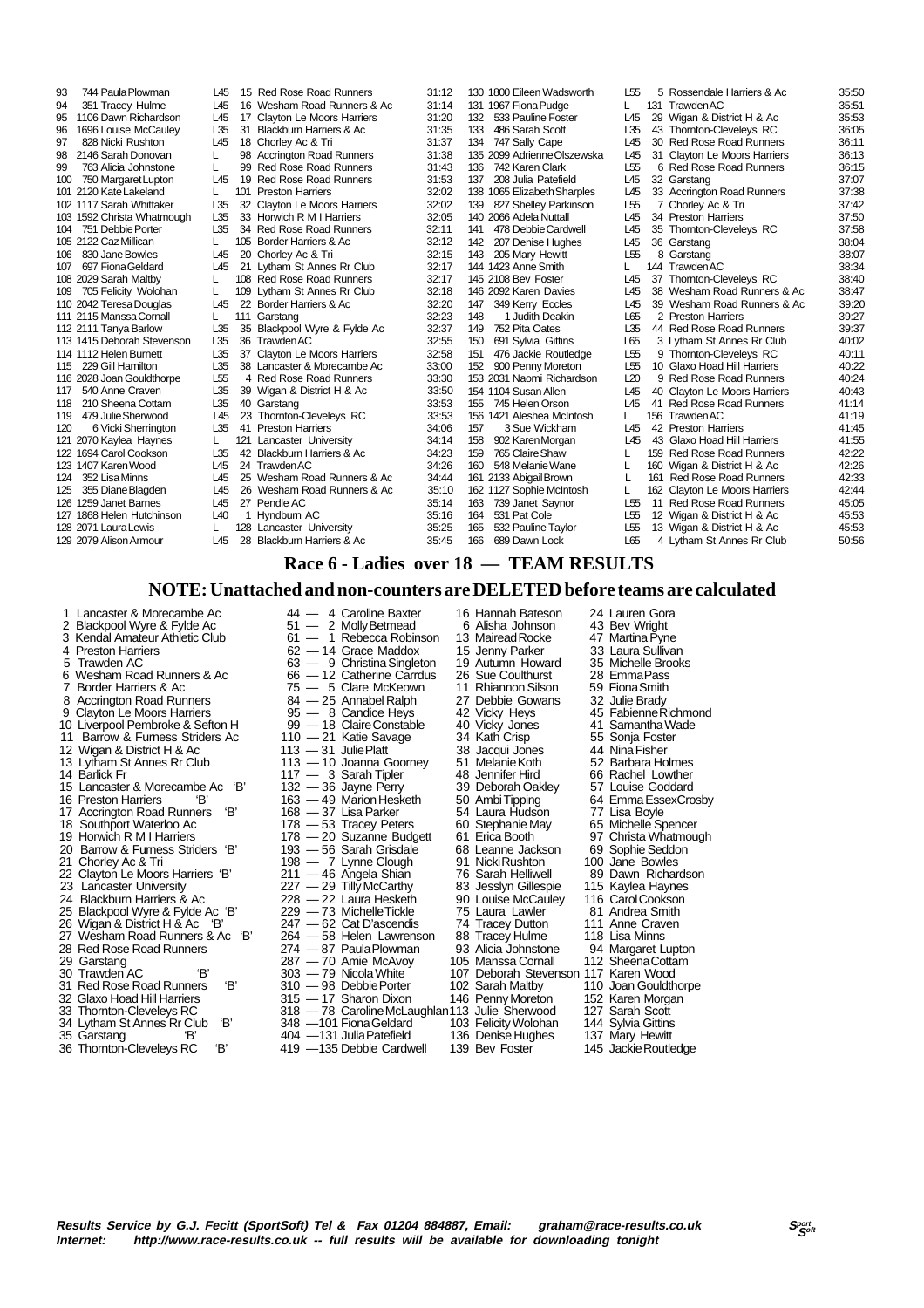| Pos | No | Name | Cat | Cat Pos | Club | Time |
|---|---|---|---|---|---|---|
| 93 | 744 | Paula Plowman | L45 | 15 | Red Rose Road Runners | 31:12 |
| 94 | 351 | Tracey Hulme | L45 | 16 | Wesham Road Runners & Ac | 31:14 |
| 95 | 1106 | Dawn Richardson | L45 | 17 | Clayton Le Moors Harriers | 31:20 |
| 96 | 1696 | Louise McCauley | L35 | 31 | Blackburn Harriers & Ac | 31:35 |
| 97 | 828 | Nicki Rushton | L45 | 18 | Chorley Ac & Tri | 31:37 |
| 98 | 2146 | Sarah Donovan | L | 98 | Accrington Road Runners | 31:38 |
| 99 | 763 | Alicia Johnstone | L | 99 | Red Rose Road Runners | 31:43 |
| 100 | 750 | Margaret Lupton | L45 | 19 | Red Rose Road Runners | 31:53 |
| 101 | 2120 | Kate Lakeland | L | 101 | Preston Harriers | 32:02 |
| 102 | 1117 | Sarah Whittaker | L35 | 32 | Clayton Le Moors Harriers | 32:02 |
| 103 | 1592 | Christa Whatmough | L35 | 33 | Horwich R M I Harriers | 32:05 |
| 104 | 751 | Debbie Porter | L35 | 34 | Red Rose Road Runners | 32:11 |
| 105 | 2122 | Caz Millican | L | 105 | Border Harriers & Ac | 32:12 |
| 106 | 830 | Jane Bowles | L45 | 20 | Chorley Ac & Tri | 32:15 |
| 107 | 697 | Fiona Geldard | L45 | 21 | Lytham St Annes Rr Club | 32:17 |
| 108 | 2029 | Sarah Maltby | L | 108 | Red Rose Road Runners | 32:17 |
| 109 | 705 | Felicity Wolohan | L | 109 | Lytham St Annes Rr Club | 32:18 |
| 110 | 2042 | Teresa Douglas | L45 | 22 | Border Harriers & Ac | 32:20 |
| 111 | 2115 | Manssa Cornall | L | 111 | Garstang | 32:23 |
| 112 | 2111 | Tanya Barlow | L35 | 35 | Blackpool Wyre & Fylde Ac | 32:37 |
| 113 | 1415 | Deborah Stevenson | L35 | 36 | Trawden AC | 32:55 |
| 114 | 1112 | Helen Burnett | L35 | 37 | Clayton Le Moors Harriers | 32:58 |
| 115 | 229 | Gill Hamilton | L35 | 38 | Lancaster & Morecambe Ac | 33:00 |
| 116 | 2028 | Joan Gouldthorpe | L55 | 4 | Red Rose Road Runners | 33:30 |
| 117 | 540 | Anne Craven | L35 | 39 | Wigan & District H & Ac | 33:50 |
| 118 | 210 | Sheena Cottam | L35 | 40 | Garstang | 33:53 |
| 119 | 479 | Julie Sherwood | L45 | 23 | Thornton-Cleveleys RC | 33:53 |
| 120 | 6 | Vicki Sherrington | L35 | 41 | Preston Harriers | 34:06 |
| 121 | 2070 | Kaylea Haynes | L | 121 | Lancaster University | 34:14 |
| 122 | 1694 | Carol Cookson | L35 | 42 | Blackburn Harriers & Ac | 34:23 |
| 123 | 1407 | Karen Wood | L45 | 24 | Trawden AC | 34:26 |
| 124 | 352 | Lisa Minns | L45 | 25 | Wesham Road Runners & Ac | 34:44 |
| 125 | 355 | Diane Blagden | L45 | 26 | Wesham Road Runners & Ac | 35:10 |
| 126 | 1259 | Janet Barnes | L45 | 27 | Pendle AC | 35:14 |
| 127 | 1868 | Helen Hutchinson | L40 | 1 | Hyndburn AC | 35:16 |
| 128 | 2071 | Laura Lewis | L | 128 | Lancaster University | 35:25 |
| 129 | 2079 | Alison Armour | L45 | 28 | Blackburn Harriers & Ac | 35:45 |
| 130 | 1800 | Eileen Wadsworth | L55 | 5 | Rossendale Harriers & Ac | 35:50 |
| 131 | 1967 | Fiona Pudge | L | 131 | Trawden AC | 35:51 |
| 132 | 533 | Pauline Foster | L45 | 29 | Wigan & District H & Ac | 35:53 |
| 133 | 486 | Sarah Scott | L35 | 43 | Thornton-Cleveleys RC | 36:05 |
| 134 | 747 | Sally Cape | L45 | 30 | Red Rose Road Runners | 36:11 |
| 135 | 2099 | Adrienne Olszewska | L45 | 31 | Clayton Le Moors Harriers | 36:13 |
| 136 | 742 | Karen Clark | L55 | 6 | Red Rose Road Runners | 36:15 |
| 137 | 208 | Julia Patefield | L45 | 32 | Garstang | 37:07 |
| 138 | 1065 | Elizabeth Sharples | L45 | 33 | Accrington Road Runners | 37:38 |
| 139 | 827 | Shelley Parkinson | L55 | 7 | Chorley Ac & Tri | 37:42 |
| 140 | 2066 | Adela Nuttall | L45 | 34 | Preston Harriers | 37:50 |
| 141 | 478 | Debbie Cardwell | L45 | 35 | Thornton-Cleveleys RC | 37:58 |
| 142 | 207 | Denise Hughes | L45 | 36 | Garstang | 38:04 |
| 143 | 205 | Mary Hewitt | L55 | 8 | Garstang | 38:07 |
| 144 | 1423 | Anne Smith | L | 144 | Trawden AC | 38:34 |
| 145 | 2108 | Bev Foster | L45 | 37 | Thornton-Cleveleys RC | 38:40 |
| 146 | 2092 | Karen Davies | L45 | 38 | Wesham Road Runners & Ac | 38:47 |
| 147 | 349 | Kerry Eccles | L45 | 39 | Wesham Road Runners & Ac | 39:20 |
| 148 | 1 | Judith Deakin | L65 | 2 | Preston Harriers | 39:27 |
| 149 | 752 | Pita Oates | L35 | 44 | Red Rose Road Runners | 39:37 |
| 150 | 691 | Sylvia Gittins | L65 | 3 | Lytham St Annes Rr Club | 40:02 |
| 151 | 476 | Jackie Routledge | L55 | 9 | Thornton-Cleveleys RC | 40:11 |
| 152 | 900 | Penny Moreton | L55 | 10 | Glaxo Hoad Hill Harriers | 40:22 |
| 153 | 2031 | Naomi Richardson | L20 | 9 | Red Rose Road Runners | 40:24 |
| 154 | 1104 | Susan Allen | L45 | 40 | Clayton Le Moors Harriers | 40:43 |
| 155 | 745 | Helen Orson | L45 | 41 | Red Rose Road Runners | 41:14 |
| 156 | 1421 | Aleshea McIntosh | L | 156 | Trawden AC | 41:19 |
| 157 | 3 | Sue Wickham | L45 | 42 | Preston Harriers | 41:45 |
| 158 | 902 | Karen Morgan | L45 | 43 | Glaxo Hoad Hill Harriers | 41:55 |
| 159 | 765 | Claire Shaw | L | 159 | Red Rose Road Runners | 42:22 |
| 160 | 548 | Melanie Wane | L | 160 | Wigan & District H & Ac | 42:26 |
| 161 | 2133 | Abigail Brown | L | 161 | Red Rose Road Runners | 42:33 |
| 162 | 1127 | Sophie McIntosh | L | 162 | Clayton Le Moors Harriers | 42:44 |
| 163 | 739 | Janet Saynor | L55 | 11 | Red Rose Road Runners | 45:05 |
| 164 | 531 | Pat Cole | L55 | 12 | Wigan & District H & Ac | 45:53 |
| 165 | 532 | Pauline Taylor | L55 | 13 | Wigan & District H & Ac | 45:53 |
| 166 | 689 | Dawn Lock | L65 | 4 | Lytham St Annes Rr Club | 50:56 |

## Race 6 - Ladies over 18 — TEAM RESULTS

## NOTE: Unattached and non-counters are DELETED before teams are calculated

| Pos | Team | Pts | 1st | 2nd | 3rd | 4th |
|---|---|---|---|---|---|---|
| 1 | Lancaster & Morecambe Ac | 44 | 4 Caroline Baxter | 16 Hannah Bateson | 24 Lauren Gora | |
| 2 | Blackpool Wyre & Fylde Ac | 51 | 2 Molly Betmead | 6 Alisha Johnson | 43 Bev Wright | |
| 3 | Kendal Amateur Athletic Club | 61 | 1 Rebecca Robinson | 13 Mairead Rocke | 47 Martina Pyne | |
| 4 | Preston Harriers | 62 | 14 Grace Maddox | 15 Jenny Parker | 33 Laura Sullivan | |
| 5 | Trawden AC | 63 | 9 Christina Singleton | 19 Autumn Howard | 35 Michelle Brooks | |
| 6 | Wesham Road Runners & Ac | 66 | 12 Catherine Carrdus | 26 Sue Coulthurst | 28 Emma Pass | |
| 7 | Border Harriers & Ac | 75 | 5 Clare McKeown | 11 Rhiannon Silson | 59 Fiona Smith | |
| 8 | Accrington Road Runners | 84 | 25 Annabel Ralph | 27 Debbie Gowans | 32 Julie Brady | |
| 9 | Clayton Le Moors Harriers | 95 | 8 Candice Heys | 42 Vicky Heys | 45 Fabienne Richmond | |
| 10 | Liverpool Pembroke & Sefton H | 99 | 18 Claire Constable | 40 Vicky Jones | 41 Samantha Wade | |
| 11 | Barrow & Furness Striders Ac | 110 | 21 Katie Savage | 34 Kath Crisp | 55 Sonja Foster | |
| 12 | Wigan & District H & Ac | 113 | 31 Julie Platt | 38 Jacqui Jones | 44 Nina Fisher | |
| 13 | Lytham St Annes Rr Club | 113 | 10 Joanna Goorney | 51 Melanie Koth | 52 Barbara Holmes | |
| 14 | Barlick Fr | 117 | 3 Sarah Tipler | 48 Jennifer Hird | 66 Rachel Lowther | |
| 15 | Lancaster & Morecambe Ac 'B' | 132 | 36 Jayne Perry | 39 Deborah Oakley | 57 Louise Goddard | |
| 16 | Preston Harriers 'B' | 163 | 49 Marion Hesketh | 50 Ambi Tipping | 64 Emma EssexCrosby | |
| 17 | Accrington Road Runners 'B' | 168 | 37 Lisa Parker | 54 Laura Hudson | 77 Lisa Boyle | |
| 18 | Southport Waterloo Ac | 178 | 53 Tracey Peters | 60 Stephanie May | 65 Michelle Spencer | |
| 19 | Horwich R M I Harriers | 178 | 20 Suzanne Budgett | 61 Erica Booth | 97 Christa Whatmough | |
| 20 | Barrow & Furness Striders 'B' | 193 | 56 Sarah Grisdale | 68 Leanne Jackson | 69 Sophie Seddon | |
| 21 | Chorley Ac & Tri | 198 | 7 Lynne Clough | 91 Nicki Rushton | 100 Jane Bowles | |
| 22 | Clayton Le Moors Harriers 'B' | 211 | 46 Angela Shian | 76 Sarah Helliwell | 89 Dawn Richardson | |
| 23 | Lancaster University | 227 | 29 Tilly McCarthy | 83 Jesslyn Gillespie | 115 Kaylea Haynes | |
| 24 | Blackburn Harriers & Ac | 228 | 22 Laura Hesketh | 90 Louise McCauley | 116 Carol Cookson | |
| 25 | Blackpool Wyre & Fylde Ac 'B' | 229 | 73 Michelle Tickle | 75 Laura Lawler | 81 Andrea Smith | |
| 26 | Wigan & District H & Ac 'B' | 247 | 62 Cat D'ascendis | 74 Tracey Dutton | 111 Anne Craven | |
| 27 | Wesham Road Runners & Ac 'B' | 264 | 58 Helen Lawrenson | 88 Tracey Hulme | 118 Lisa Minns | |
| 28 | Red Rose Road Runners | 274 | 87 Paula Plowman | 93 Alicia Johnstone | 94 Margaret Lupton | |
| 29 | Garstang | 287 | 70 Amie McAvoy | 105 Manssa Cornall | 112 Sheena Cottam | |
| 30 | Trawden AC 'B' | 303 | 79 Nicola White | 107 Deborah Stevenson | 117 Karen Wood | |
| 31 | Red Rose Road Runners 'B' | 310 | 98 Debbie Porter | 102 Sarah Maltby | 110 Joan Gouldthorpe | |
| 32 | Glaxo Hoad Hill Harriers | 315 | 17 Sharon Dixon | 146 Penny Moreton | 152 Karen Morgan | |
| 33 | Thornton-Cleveleys RC | 318 | 78 Caroline McLaughlan | 113 Julie Sherwood | 127 Sarah Scott | |
| 34 | Lytham St Annes Rr Club 'B' | 348 | 101 Fiona Geldard | 103 Felicity Wolohan | 144 Sylvia Gittins | |
| 35 | Garstang 'B' | 404 | 131 Julia Patefield | 136 Denise Hughes | 137 Mary Hewitt | |
| 36 | Thornton-Cleveleys RC 'B' | 419 | 135 Debbie Cardwell | 139 Bev Foster | 145 Jackie Routledge | |

***Results Service by G.J. Fecitt (SportSoft) Tel & Fax 01204 884887, Email: graham@race-results.co.uk***
***Internet: http://www.race-results.co.uk -- full results will be available for downloading tonight***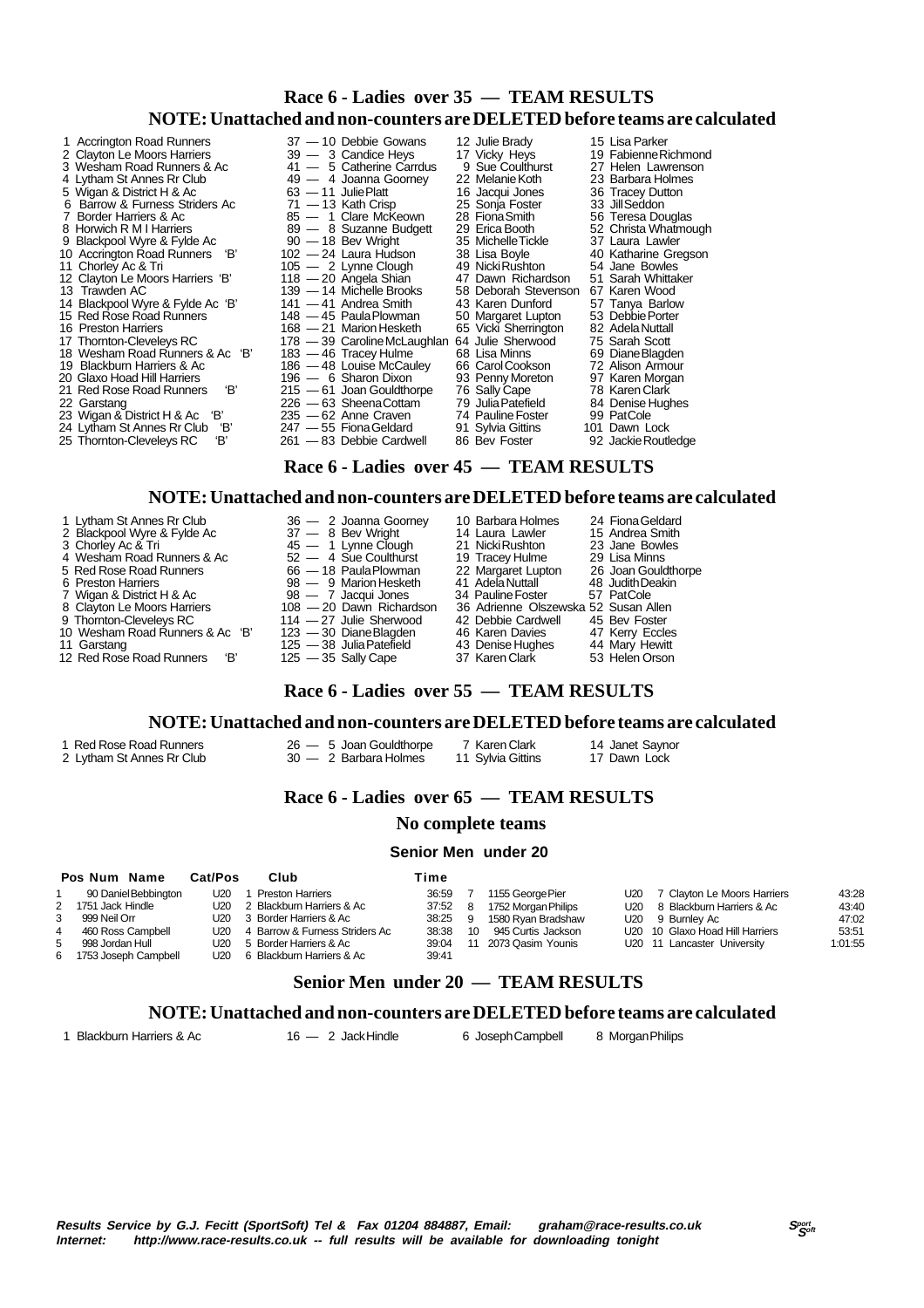## Race 6 - Ladies over 35 — TEAM RESULTS

### NOTE: Unattached and non-counters are DELETED before teams are calculated

| Pos | Team | Total | 1st | 2nd | 3rd |
|---|---|---|---|---|---|
| 1 | Accrington Road Runners | 37 | 10 Debbie Gowans | 12 Julie Brady | 15 Lisa Parker |
| 2 | Clayton Le Moors Harriers | 39 | 3 Candice Heys | 17 Vicky Heys | 19 Fabienne Richmond |
| 3 | Wesham Road Runners & Ac | 41 | 5 Catherine Carrdus | 9 Sue Coulthurst | 27 Helen Lawrenson |
| 4 | Lytham St Annes Rr Club | 49 | 4 Joanna Goorney | 22 Melanie Koth | 23 Barbara Holmes |
| 5 | Wigan & District H & Ac | 63 | 11 Julie Platt | 16 Jacqui Jones | 36 Tracey Dutton |
| 6 | Barrow & Furness Striders Ac | 71 | 13 Kath Crisp | 25 Sonja Foster | 33 Jill Seddon |
| 7 | Border Harriers & Ac | 85 | 1 Clare McKeown | 28 Fiona Smith | 56 Teresa Douglas |
| 8 | Horwich R M I Harriers | 89 | 8 Suzanne Budgett | 29 Erica Booth | 52 Christa Whatmough |
| 9 | Blackpool Wyre & Fylde Ac | 90 | 18 Bev Wright | 35 Michelle Tickle | 37 Laura Lawler |
| 10 | Accrington Road Runners 'B' | 102 | 24 Laura Hudson | 38 Lisa Boyle | 40 Katharine Gregson |
| 11 | Chorley Ac & Tri | 105 | 2 Lynne Clough | 49 Nicki Rushton | 54 Jane Bowles |
| 12 | Clayton Le Moors Harriers 'B' | 118 | 20 Angela Shian | 47 Dawn Richardson | 51 Sarah Whittaker |
| 13 | Trawden AC | 139 | 14 Michelle Brooks | 58 Deborah Stevenson | 67 Karen Wood |
| 14 | Blackpool Wyre & Fylde Ac 'B' | 141 | 41 Andrea Smith | 43 Karen Dunford | 57 Tanya Barlow |
| 15 | Red Rose Road Runners | 148 | 45 Paula Plowman | 50 Margaret Lupton | 53 Debbie Porter |
| 16 | Preston Harriers | 168 | 21 Marion Hesketh | 65 Vicki Sherrington | 82 Adela Nuttall |
| 17 | Thornton-Cleveleys RC | 178 | 39 Caroline McLaughlan | 64 Julie Sherwood | 75 Sarah Scott |
| 18 | Wesham Road Runners & Ac 'B' | 183 | 46 Tracey Hulme | 68 Lisa Minns | 69 Diane Blagden |
| 19 | Blackburn Harriers & Ac | 186 | 48 Louise McCauley | 66 Carol Cookson | 72 Alison Armour |
| 20 | Glaxo Hoad Hill Harriers | 196 | 6 Sharon Dixon | 93 Penny Moreton | 97 Karen Morgan |
| 21 | Red Rose Road Runners 'B' | 215 | 61 Joan Gouldthorpe | 76 Sally Cape | 78 Karen Clark |
| 22 | Garstang | 226 | 63 Sheena Cottam | 79 Julia Patefield | 84 Denise Hughes |
| 23 | Wigan & District H & Ac 'B' | 235 | 62 Anne Craven | 74 Pauline Foster | 99 Pat Cole |
| 24 | Lytham St Annes Rr Club 'B' | 247 | 55 Fiona Geldard | 91 Sylvia Gittins | 101 Dawn Lock |
| 25 | Thornton-Cleveleys RC 'B' | 261 | 83 Debbie Cardwell | 86 Bev Foster | 92 Jackie Routledge |

## Race 6 - Ladies over 45 — TEAM RESULTS

### NOTE: Unattached and non-counters are DELETED before teams are calculated

| Pos | Team | Total | 1st | 2nd | 3rd |
|---|---|---|---|---|---|
| 1 | Lytham St Annes Rr Club | 36 | 2 Joanna Goorney | 10 Barbara Holmes | 24 Fiona Geldard |
| 2 | Blackpool Wyre & Fylde Ac | 37 | 8 Bev Wright | 14 Laura Lawler | 15 Andrea Smith |
| 3 | Chorley Ac & Tri | 45 | 1 Lynne Clough | 21 Nicki Rushton | 23 Jane Bowles |
| 4 | Wesham Road Runners & Ac | 52 | 4 Sue Coulthurst | 19 Tracey Hulme | 29 Lisa Minns |
| 5 | Red Rose Road Runners | 66 | 18 Paula Plowman | 22 Margaret Lupton | 26 Joan Gouldthorpe |
| 6 | Preston Harriers | 98 | 9 Marion Hesketh | 41 Adela Nuttall | 48 Judith Deakin |
| 7 | Wigan & District H & Ac | 98 | 7 Jacqui Jones | 34 Pauline Foster | 57 Pat Cole |
| 8 | Clayton Le Moors Harriers | 108 | 20 Dawn Richardson | 36 Adrienne Olszewska | 52 Susan Allen |
| 9 | Thornton-Cleveleys RC | 114 | 27 Julie Sherwood | 42 Debbie Cardwell | 45 Bev Foster |
| 10 | Wesham Road Runners & Ac 'B' | 123 | 30 Diane Blagden | 46 Karen Davies | 47 Kerry Eccles |
| 11 | Garstang | 125 | 38 Julia Patefield | 43 Denise Hughes | 44 Mary Hewitt |
| 12 | Red Rose Road Runners 'B' | 125 | 35 Sally Cape | 37 Karen Clark | 53 Helen Orson |

## Race 6 - Ladies over 55 — TEAM RESULTS

### NOTE: Unattached and non-counters are DELETED before teams are calculated

| Pos | Team | Total | 1st | 2nd | 3rd |
|---|---|---|---|---|---|
| 1 | Red Rose Road Runners | 26 | 5 Joan Gouldthorpe | 7 Karen Clark | 14 Janet Saynor |
| 2 | Lytham St Annes Rr Club | 30 | 2 Barbara Holmes | 11 Sylvia Gittins | 17 Dawn Lock |

## Race 6 - Ladies over 65 — TEAM RESULTS

### No complete teams

### Senior Men under 20

| Pos | Num | Name | Cat/Pos | Club | Time |
|---|---|---|---|---|---|
| 1 | 90 | Daniel Bebbington | U20 1 | Preston Harriers | 36:59 |
| 2 | 1751 | Jack Hindle | U20 2 | Blackburn Harriers & Ac | 37:52 |
| 3 | 999 | Neil Orr | U20 3 | Border Harriers & Ac | 38:25 |
| 4 | 460 | Ross Campbell | U20 4 | Barrow & Furness Striders Ac | 38:38 |
| 5 | 998 | Jordan Hull | U20 5 | Border Harriers & Ac | 39:04 |
| 6 | 1753 | Joseph Campbell | U20 6 | Blackburn Harriers & Ac | 39:41 |
| 7 | 1155 | George Pier | U20 7 | Clayton Le Moors Harriers | 43:28 |
| 8 | 1752 | Morgan Philips | U20 8 | Blackburn Harriers & Ac | 43:40 |
| 9 | 1580 | Ryan Bradshaw | U20 9 | Burnley Ac | 47:02 |
| 10 | 945 | Curtis Jackson | U20 10 | Glaxo Hoad Hill Harriers | 53:51 |
| 11 | 2073 | Qasim Younis | U20 11 | Lancaster University | 1:01:55 |

## Senior Men under 20 — TEAM RESULTS

### NOTE: Unattached and non-counters are DELETED before teams are calculated

| Pos | Team | Total | 1st | 2nd | 3rd |
|---|---|---|---|---|---|
| 1 | Blackburn Harriers & Ac | 16 | 2 Jack Hindle | 6 Joseph Campbell | 8 Morgan Philips |

***Results Service by G.J. Fecitt (SportSoft) Tel & Fax 01204 884887, Email: graham@race-results.co.uk***
***Internet: http://www.race-results.co.uk -- full results will be available for downloading tonight***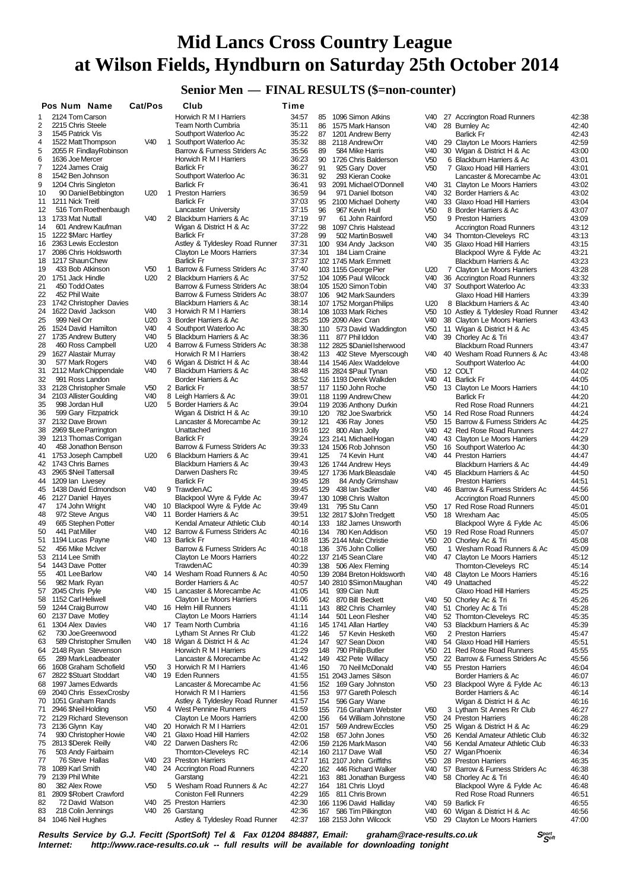# Mid Lancs Cross Country League at Wilson Fields, Hyndburn on Saturday 25th October 2014

## Senior Men — FINAL RESULTS ($=non-counter)

| Pos | Num | Name | Cat/Pos | | Club | Time |
|---|---|---|---|---|---|---|
| 1 | 2124 | Tom Carson | | | Horwich R M I Harriers | 34:57 |
| 2 | 2215 | Chris Steele | | | Team North Cumbria | 35:11 |
| 3 | 1545 | Patrick Vis | | | Southport Waterloo Ac | 35:22 |
| 4 | 1522 | Matt Thompson | V40 | 1 | Southport Waterloo Ac | 35:32 |
| 5 | 2055 | R FindlayRobinson | | | Barrow & Furness Striders Ac | 35:56 |
| 6 | 1636 | Joe Mercer | | | Horwich R M I Harriers | 36:23 |
| 7 | 1224 | James Craig | | | Barlick Fr | 36:27 |
| 8 | 1542 | Ben Johnson | | | Southport Waterloo Ac | 36:31 |
| 9 | 1204 | Chris Singleton | | | Barlick Fr | 36:41 |
| 10 | 90 | Daniel Bebbington | U20 | 1 | Preston Harriers | 36:59 |
| 11 | 1211 | Nick Treitl | | | Barlick Fr | 37:03 |
| 12 | 516 | Tom Roethenbaugh | | | Lancaster University | 37:15 |
| 13 | 1733 | Mat Nuttall | V40 | 2 | Blackburn Harriers & Ac | 37:19 |
| 14 | 601 | Andrew Kaufman | | | Wigan & District H & Ac | 37:22 |
| 15 | 1222 | $Marc Hartley | | | Barlick Fr | 37:28 |
| 16 | 2363 | Lewis Eccleston | | | Astley & Tyldesley Road Runner | 37:31 |
| 17 | 2086 | Chris Holdsworth | | | Clayton Le Moors Harriers | 37:34 |
| 18 | 1217 | Shaun Chew | | | Barlick Fr | 37:37 |
| 19 | 433 | Bob Atkinson | V50 | 1 | Barrow & Furness Striders Ac | 37:40 |
| 20 | 1751 | Jack Hindle | U20 | 2 | Blackburn Harriers & Ac | 37:52 |
| 21 | 450 | Todd Oates | | | Barrow & Furness Striders Ac | 38:04 |
| 22 | 452 | Phil Waite | | | Barrow & Furness Striders Ac | 38:07 |
| 23 | 1742 | Christopher Davies | | | Blackburn Harriers & Ac | 38:14 |
| 24 | 1622 | David Jackson | V40 | 3 | Horwich R M I Harriers | 38:14 |
| 25 | 999 | Neil Orr | U20 | 3 | Border Harriers & Ac | 38:25 |
| 26 | 1524 | David Hamilton | V40 | 4 | Southport Waterloo Ac | 38:30 |
| 27 | 1735 | Andrew Buttery | V40 | 5 | Blackburn Harriers & Ac | 38:36 |
| 28 | 460 | Ross Campbell | U20 | 4 | Barrow & Furness Striders Ac | 38:38 |
| 29 | 1627 | Alastair Murray | | | Horwich R M I Harriers | 38:42 |
| 30 | 577 | Mark Rogers | V40 | 6 | Wigan & District H & Ac | 38:44 |
| 31 | 2112 | Mark Chippendale | V40 | 7 | Blackburn Harriers & Ac | 38:48 |
| 32 | 991 | Ross Landon | | | Border Harriers & Ac | 38:52 |
| 33 | 2128 | Christopher Smale | V50 | 2 | Barlick Fr | 38:57 |
| 34 | 2103 | Allister Goulding | V40 | 8 | Leigh Harriers & Ac | 39:01 |
| 35 | 998 | Jordan Hull | U20 | 5 | Border Harriers & Ac | 39:04 |
| 36 | 599 | Gary Fitzpatrick | | | Wigan & District H & Ac | 39:10 |
| 37 | 2132 | Dave Brown | | | Lancaster & Morecambe Ac | 39:12 |
| 38 | 2969 | $Lee Parrington | | | Unattached | 39:16 |
| 39 | 1213 | Thomas Corrigan | | | Barlick Fr | 39:24 |
| 40 | 458 | Jonathon Benson | | | Barrow & Furness Striders Ac | 39:33 |
| 41 | 1753 | Joseph Campbell | U20 | 6 | Blackburn Harriers & Ac | 39:41 |
| 42 | 1743 | Chris Barnes | | | Blackburn Harriers & Ac | 39:43 |
| 43 | 2965 | $Neil Tattersall | | | Darwen Dashers Rc | 39:45 |
| 44 | 1209 | Ian Livesey | | | Barlick Fr | 39:45 |
| 45 | 1438 | David Edmondson | V40 | 9 | Trawden AC | 39:45 |
| 46 | 2127 | Daniel Hayes | | | Blackpool Wyre & Fylde Ac | 39:47 |
| 47 | 174 | John Wright | V40 | 10 | Blackpool Wyre & Fylde Ac | 39:49 |
| 48 | 972 | Steve Angus | V40 | 11 | Border Harriers & Ac | 39:51 |
| 49 | 665 | Stephen Potter | | | Kendal Amateur Athletic Club | 40:14 |
| 50 | 441 | Pat Miller | V40 | 12 | Barrow & Furness Striders Ac | 40:16 |
| 51 | 1194 | Lucas Payne | V40 | 13 | Barlick Fr | 40:18 |
| 52 | 456 | Mike McIver | | | Barrow & Furness Striders Ac | 40:18 |
| 53 | 2114 | Lee Smith | | | Clayton Le Moors Harriers | 40:22 |
| 54 | 1443 | Dave Potter | | | Trawden AC | 40:39 |
| 55 | 401 | Lee Barlow | V40 | 14 | Wesham Road Runners & Ac | 40:50 |
| 56 | 982 | Mark Ryan | | | Border Harriers & Ac | 40:57 |
| 57 | 2045 | Chris Pyle | V40 | 15 | Lancaster & Morecambe Ac | 41:05 |
| 58 | 1152 | Carl Heliwell | | | Clayton Le Moors Harriers | 41:06 |
| 59 | 1244 | Craig Burrow | V40 | 16 | Helm Hill Runners | 41:11 |
| 60 | 2137 | Dave Motley | | | Clayton Le Moors Harriers | 41:16 |
| 61 | 1304 | Alex Davies | V40 | 17 | Team North Cumbria | 41:16 |
| 62 | 730 | Joe Greenwood | | | Lytham St Annes Rr Club | 41:22 |
| 63 | 589 | Christopher Smullen | V40 | 18 | Wigan & District H & Ac | 41:24 |
| 64 | 2148 | Ryan Stevenson | | | Horwich R M I Harriers | 41:29 |
| 65 | 289 | Mark Leadbeater | | | Lancaster & Morecambe Ac | 41:42 |
| 66 | 1608 | Graham Schofield | V50 | 3 | Horwich R M I Harriers | 41:46 |
| 67 | 2822 | $Stuart Stoddart | V40 | 19 | Eden Runners | 41:55 |
| 68 | 1997 | James Edwards | | | Lancaster & Morecambe Ac | 41:56 |
| 69 | 2040 | Chris EssexCrosby | | | Horwich R M I Harriers | 41:56 |
| 70 | 1051 | Graham Rands | | | Astley & Tyldesley Road Runner | 41:57 |
| 71 | 2946 | $Neil Holding | V50 | 4 | West Pennine Runners | 41:59 |
| 72 | 2129 | Richard Stevenson | | | Clayton Le Moors Harriers | 42:00 |
| 73 | 2136 | Glynn Kay | V40 | 20 | Horwich R M I Harriers | 42:01 |
| 74 | 930 | Christopher Howie | V40 | 21 | Glaxo Hoad Hill Harriers | 42:02 |
| 75 | 2813 | $Derek Reilly | V40 | 22 | Darwen Dashers Rc | 42:06 |
| 76 | 503 | Andy Fairbairn | | | Thornton-Cleveleys RC | 42:14 |
| 77 | 76 | Steve Hallas | V40 | 23 | Preston Harriers | 42:17 |
| 78 | 1089 | Karl Smith | V40 | 24 | Accrington Road Runners | 42:20 |
| 79 | 2139 | Phil White | | | Garstang | 42:21 |
| 80 | 382 | Alex Rowe | V50 | 5 | Wesham Road Runners & Ac | 42:27 |
| 81 | 2809 | $Robert Crawford | | | Coniston Fell Runners | 42:29 |
| 82 | 72 | David Watson | V40 | 25 | Preston Harriers | 42:30 |
| 83 | 218 | Colin Jennings | V40 | 26 | Garstang | 42:36 |
| 84 | 1046 | Neil Hughes | | | Astley & Tyldesley Road Runner | 42:37 |
| 85 | 1096 | Simon Atkins | V40 | 27 | Accrington Road Runners | 42:38 |
| 86 | 1575 | Mark Hanson | V40 | 28 | Burnley Ac | 42:40 |
| 87 | 1201 | Andrew Berry | | | Barlick Fr | 42:43 |
| 88 | 2118 | Andrew Orr | V40 | 29 | Clayton Le Moors Harriers | 42:59 |
| 89 | 584 | Mike Harris | V40 | 30 | Wigan & District H & Ac | 43:00 |
| 90 | 1726 | Chris Balderson | V50 | 6 | Blackburn Harriers & Ac | 43:01 |
| 91 | 925 | Gary Dover | V50 | 7 | Glaxo Hoad Hill Harriers | 43:01 |
| 92 | 293 | Kieran Cooke | | | Lancaster & Morecambe Ac | 43:01 |
| 93 | 2091 | Michael O'Donnell | V40 | 31 | Clayton Le Moors Harriers | 43:02 |
| 94 | 971 | Daniel Ibotson | V40 | 32 | Border Harriers & Ac | 43:02 |
| 95 | 2100 | Michael Doherty | V40 | 33 | Glaxo Hoad Hill Harriers | 43:04 |
| 96 | 967 | Kevin Hull | V50 | 8 | Border Harriers & Ac | 43:07 |
| 97 | 61 | John Rainford | V50 | 9 | Preston Harriers | 43:09 |
| 98 | 1097 | Chris Halstead | | | Accrington Road Runners | 43:12 |
| 99 | 502 | Martin Boswell | V40 | 34 | Thornton-Cleveleys RC | 43:13 |
| 100 | 934 | Andy Jackson | V40 | 35 | Glaxo Hoad Hill Harriers | 43:15 |
| 101 | 184 | Liam Craine | | | Blackpool Wyre & Fylde Ac | 43:21 |
| 102 | 1745 | Mark Emmett | | | Blackburn Harriers & Ac | 43:23 |
| 103 | 1155 | George Pier | U20 | 7 | Clayton Le Moors Harriers | 43:28 |
| 104 | 1095 | Paul Wilcock | V40 | 36 | Accrington Road Runners | 43:32 |
| 105 | 1520 | Simon Tobin | V40 | 37 | Southport Waterloo Ac | 43:33 |
| 106 | 942 | Mark Saunders | | | Glaxo Hoad Hill Harriers | 43:39 |
| 107 | 1752 | Morgan Philips | U20 | 8 | Blackburn Harriers & Ac | 43:40 |
| 108 | 1033 | Mark Riches | V50 | 10 | Astley & Tyldesley Road Runner | 43:42 |
| 109 | 2090 | Alex Cran | V40 | 38 | Clayton Le Moors Harriers | 43:43 |
| 110 | 573 | David Waddington | V50 | 11 | Wigan & District H & Ac | 43:45 |
| 111 | 877 | Phil Iddon | V40 | 39 | Chorley Ac & Tri | 43:47 |
| 112 | 2825 | $Daniel Isherwood | | | Blackburn Road Runners | 43:47 |
| 113 | 402 | Steve Myerscough | V40 | 40 | Wesham Road Runners & Ac | 43:48 |
| 114 | 1546 | Alex Waddelove | | | Southport Waterloo Ac | 44:00 |
| 115 | 2824 | $Paul Tynan | V50 | 12 | COLT | 44:02 |
| 116 | 1193 | Derek Walkden | V40 | 41 | Barlick Fr | 44:05 |
| 117 | 1150 | John Roche | V50 | 13 | Clayton Le Moors Harriers | 44:10 |
| 118 | 1199 | Andrew Chew | | | Barlick Fr | 44:20 |
| 119 | 2036 | Anthony Durkin | | | Red Rose Road Runners | 44:21 |
| 120 | 782 | Joe Swarbrick | V50 | 14 | Red Rose Road Runners | 44:24 |
| 121 | 436 | Ray Jones | V50 | 15 | Barrow & Furness Striders Ac | 44:25 |
| 122 | 800 | Alan Jolly | V40 | 42 | Red Rose Road Runners | 44:27 |
| 123 | 2141 | Michael Hogan | V40 | 43 | Clayton Le Moors Harriers | 44:29 |
| 124 | 1506 | Rob Johnson | V50 | 16 | Southport Waterloo Ac | 44:30 |
| 125 | 74 | Kevin Hunt | V40 | 44 | Preston Harriers | 44:47 |
| 126 | 1744 | Andrew Heys | | | Blackburn Harriers & Ac | 44:49 |
| 127 | 1736 | Mark Bleasdale | V40 | 45 | Blackburn Harriers & Ac | 44:50 |
| 128 | 84 | Andy Grimshaw | | | Preston Harriers | 44:51 |
| 129 | 438 | Ian Sadler | V40 | 46 | Barrow & Furness Striders Ac | 44:56 |
| 130 | 1098 | Chris Walton | | | Accrington Road Runners | 45:00 |
| 131 | 795 | Stu Cann | V50 | 17 | Red Rose Road Runners | 45:01 |
| 132 | 2817 | $John Tredgett | V50 | 18 | Wrexham Aac | 45:05 |
| 133 | 182 | James Unsworth | | | Blackpool Wyre & Fylde Ac | 45:06 |
| 134 | 780 | Ken Addison | V50 | 19 | Red Rose Road Runners | 45:07 |
| 135 | 2144 | Malc Christie | V50 | 20 | Chorley Ac & Tri | 45:08 |
| 136 | 376 | John Collier | V60 | 1 | Wesham Road Runners & Ac | 45:09 |
| 137 | 2145 | Sean Clare | V40 | 47 | Clayton Le Moors Harriers | 45:12 |
| 138 | 506 | Alex Fleming | | | Thornton-Cleveleys RC | 45:14 |
| 139 | 2084 | Breton Holdsworth | V40 | 48 | Clayton Le Moors Harriers | 45:16 |
| 140 | 2810 | $Simon Maughan | V40 | 49 | Unattached | 45:22 |
| 141 | 939 | Cian Nutt | | | Glaxo Hoad Hill Harriers | 45:25 |
| 142 | 870 | Bill Beckett | V40 | 50 | Chorley Ac & Tri | 45:26 |
| 143 | 882 | Chris Charnley | V40 | 51 | Chorley Ac & Tri | 45:28 |
| 144 | 501 | Leon Flesher | V40 | 52 | Thornton-Cleveleys RC | 45:35 |
| 145 | 1741 | Allan Hartley | V40 | 53 | Blackburn Harriers & Ac | 45:39 |
| 146 | 57 | Kevin Hesketh | V60 | 2 | Preston Harriers | 45:47 |
| 147 | 927 | Sean Dixon | V40 | 54 | Glaxo Hoad Hill Harriers | 45:51 |
| 148 | 790 | Philip Butler | V50 | 21 | Red Rose Road Runners | 45:55 |
| 149 | 432 | Pete Willacy | V50 | 22 | Barrow & Furness Striders Ac | 45:56 |
| 150 | 70 | Neil McDonald | V40 | 55 | Preston Harriers | 46:04 |
| 151 | 2043 | James Silson | | | Border Harriers & Ac | 46:07 |
| 152 | 169 | Gary Johnston | V50 | 23 | Blackpool Wyre & Fylde Ac | 46:13 |
| 153 | 977 | Gareth Polesch | | | Border Harriers & Ac | 46:14 |
| 154 | 596 | Gary Wane | | | Wigan & District H & Ac | 46:16 |
| 155 | 716 | Graham Webster | V60 | 3 | Lytham St Annes Rr Club | 46:27 |
| 156 | 64 | William Johnstone | V50 | 24 | Preston Harriers | 46:28 |
| 157 | 569 | Andrew Eccles | V50 | 25 | Wigan & District H & Ac | 46:29 |
| 158 | 657 | John Jones | V50 | 26 | Kendal Amateur Athletic Club | 46:32 |
| 159 | 2126 | Mark Mason | V40 | 56 | Kendal Amateur Athletic Club | 46:33 |
| 160 | 2117 | Dave Wall | V50 | 27 | Wigan Phoenix | 46:34 |
| 161 | 2107 | John Griffiths | V50 | 28 | Preston Harriers | 46:35 |
| 162 | 446 | Richard Walker | V40 | 57 | Barrow & Furness Striders Ac | 46:38 |
| 163 | 881 | Jonathan Burgess | V40 | 58 | Chorley Ac & Tri | 46:40 |
| 164 | 181 | Chris Lloyd | | | Blackpool Wyre & Fylde Ac | 46:48 |
| 165 | 811 | Chris Brown | | | Red Rose Road Runners | 46:51 |
| 166 | 1196 | David Halliday | V40 | 59 | Barlick Fr | 46:55 |
| 167 | 586 | Tim Pilkington | V40 | 60 | Wigan & District H & Ac | 46:56 |
| 168 | 2153 | John Wilcock | V50 | 29 | Clayton Le Moors Harriers | 47:00 |

***Results Service by G.J. Fecitt (SportSoft) Tel & Fax 01204 884887, Email: graham@race-results.co.uk***
***Internet: http://www.race-results.co.uk -- full results will be available for downloading tonight***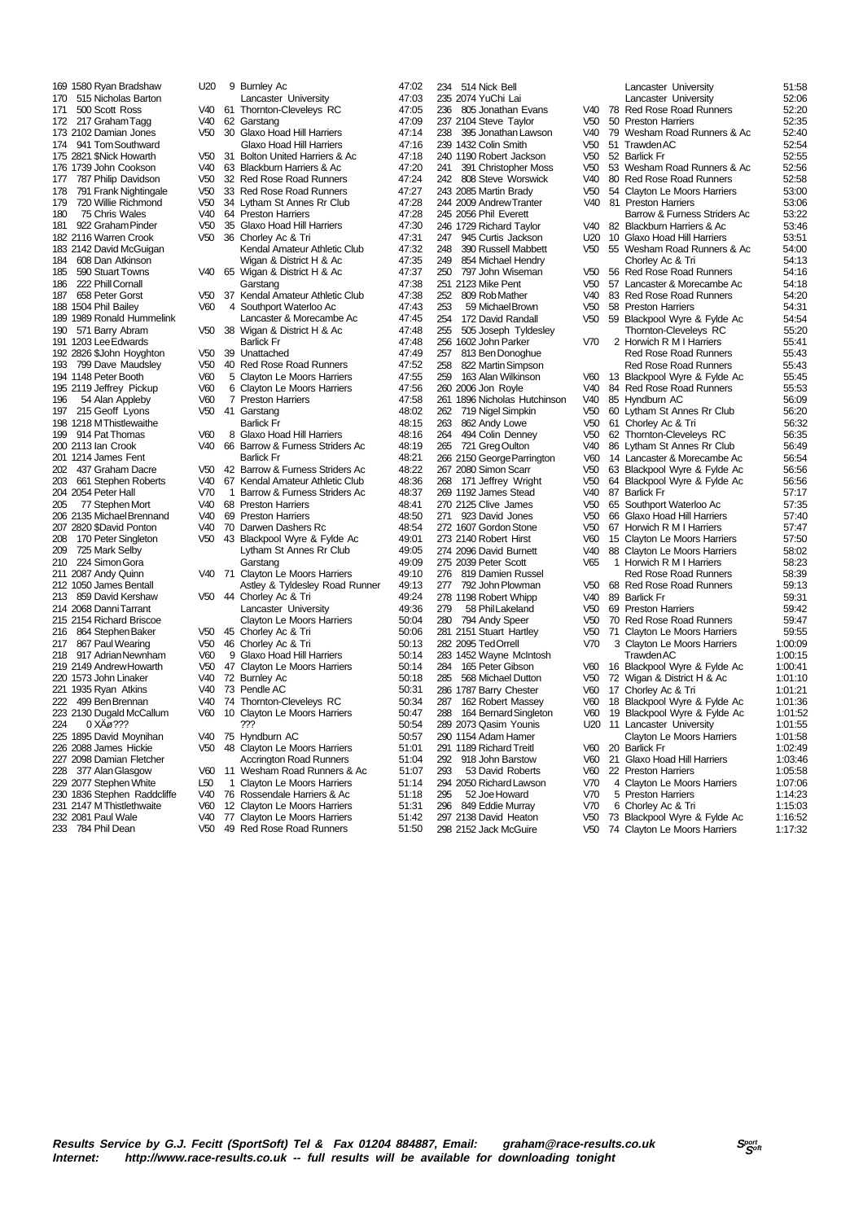| Pos | No | Name | Cat | Cat Pos | Club | Time |
|---|---|---|---|---|---|---|
| 169 | 1580 | Ryan Bradshaw | U20 | 9 | Burnley Ac | 47:02 |
| 170 | 515 | Nicholas Barton | | | Lancaster University | 47:03 |
| 171 | 500 | Scott Ross | V40 | 61 | Thornton-Cleveleys RC | 47:05 |
| 172 | 217 | Graham Tagg | V40 | 62 | Garstang | 47:09 |
| 173 | 2102 | Damian Jones | V50 | 30 | Glaxo Hoad Hill Harriers | 47:14 |
| 174 | 941 | Tom Southward | | | Glaxo Hoad Hill Harriers | 47:16 |
| 175 | 2821 | $Nick Howarth | V50 | 31 | Bolton United Harriers & Ac | 47:18 |
| 176 | 1739 | John Cookson | V40 | 63 | Blackburn Harriers & Ac | 47:20 |
| 177 | 787 | Philip Davidson | V50 | 32 | Red Rose Road Runners | 47:24 |
| 178 | 791 | Frank Nightingale | V50 | 33 | Red Rose Road Runners | 47:27 |
| 179 | 720 | Willie Richmond | V50 | 34 | Lytham St Annes Rr Club | 47:28 |
| 180 | 75 | Chris Wales | V40 | 64 | Preston Harriers | 47:28 |
| 181 | 922 | Graham Pinder | V50 | 35 | Glaxo Hoad Hill Harriers | 47:30 |
| 182 | 2116 | Warren Crook | V50 | 36 | Chorley Ac & Tri | 47:31 |
| 183 | 2142 | David McGuigan | | | Kendal Amateur Athletic Club | 47:32 |
| 184 | 608 | Dan Atkinson | | | Wigan & District H & Ac | 47:35 |
| 185 | 590 | Stuart Towns | V40 | 65 | Wigan & District H & Ac | 47:37 |
| 186 | 222 | Phill Cornall | | | Garstang | 47:38 |
| 187 | 658 | Peter Gorst | V50 | 37 | Kendal Amateur Athletic Club | 47:38 |
| 188 | 1504 | Phil Bailey | V60 | 4 | Southport Waterloo Ac | 47:43 |
| 189 | 1989 | Ronald Hummelink | | | Lancaster & Morecambe Ac | 47:45 |
| 190 | 571 | Barry Abram | V50 | 38 | Wigan & District H & Ac | 47:48 |
| 191 | 1203 | Lee Edwards | | | Barlick Fr | 47:48 |
| 192 | 2826 | $John Hoyghton | V50 | 39 | Unattached | 47:49 |
| 193 | 799 | Dave Maudsley | V50 | 40 | Red Rose Road Runners | 47:52 |
| 194 | 1148 | Peter Booth | V60 | 5 | Clayton Le Moors Harriers | 47:55 |
| 195 | 2119 | Jeffrey Pickup | V60 | 6 | Clayton Le Moors Harriers | 47:56 |
| 196 | 54 | Alan Appleby | V60 | 7 | Preston Harriers | 47:58 |
| 197 | 215 | Geoff Lyons | V50 | 41 | Garstang | 48:02 |
| 198 | 1218 | M Thistlewaithe | | | Barlick Fr | 48:15 |
| 199 | 914 | Pat Thomas | V60 | 8 | Glaxo Hoad Hill Harriers | 48:16 |
| 200 | 2113 | Ian Crook | V40 | 66 | Barrow & Furness Striders Ac | 48:19 |
| 201 | 1214 | James Fent | | | Barlick Fr | 48:21 |
| 202 | 437 | Graham Dacre | V50 | 42 | Barrow & Furness Striders Ac | 48:22 |
| 203 | 661 | Stephen Roberts | V40 | 67 | Kendal Amateur Athletic Club | 48:36 |
| 204 | 2054 | Peter Hall | V70 | 1 | Barrow & Furness Striders Ac | 48:37 |
| 205 | 77 | Stephen Mort | V40 | 68 | Preston Harriers | 48:41 |
| 206 | 2135 | Michael Brennand | V40 | 69 | Preston Harriers | 48:50 |
| 207 | 2820 | $David Ponton | V40 | 70 | Darwen Dashers Rc | 48:54 |
| 208 | 170 | Peter Singleton | V50 | 43 | Blackpool Wyre & Fylde Ac | 49:01 |
| 209 | 725 | Mark Selby | | | Lytham St Annes Rr Club | 49:05 |
| 210 | 224 | Simon Gora | | | Garstang | 49:09 |
| 211 | 2087 | Andy Quinn | V40 | 71 | Clayton Le Moors Harriers | 49:10 |
| 212 | 1050 | James Bentall | | | Astley & Tyldesley Road Runner | 49:13 |
| 213 | 859 | David Kershaw | V50 | 44 | Chorley Ac & Tri | 49:24 |
| 214 | 2068 | Danni Tarrant | | | Lancaster University | 49:36 |
| 215 | 2154 | Richard Briscoe | | | Clayton Le Moors Harriers | 50:04 |
| 216 | 864 | Stephen Baker | V50 | 45 | Chorley Ac & Tri | 50:06 |
| 217 | 867 | Paul Wearing | V50 | 46 | Chorley Ac & Tri | 50:13 |
| 218 | 917 | Adrian Newnham | V60 | 9 | Glaxo Hoad Hill Harriers | 50:14 |
| 219 | 2149 | Andrew Howarth | V50 | 47 | Clayton Le Moors Harriers | 50:14 |
| 220 | 1573 | John Linaker | V40 | 72 | Burnley Ac | 50:18 |
| 221 | 1935 | Ryan Atkins | V40 | 73 | Pendle AC | 50:31 |
| 222 | 499 | Ben Brennan | V40 | 74 | Thornton-Cleveleys RC | 50:34 |
| 223 | 2130 | Dugald McCallum | V60 | 10 | Clayton Le Moors Harriers | 50:47 |
| 224 | 0 | XÄø??? | | | ??? | 50:54 |
| 225 | 1895 | David Moynihan | V40 | 75 | Hyndburn AC | 50:57 |
| 226 | 2088 | James Hickie | V50 | 48 | Clayton Le Moors Harriers | 51:01 |
| 227 | 2098 | Damian Fletcher | | | Accrington Road Runners | 51:04 |
| 228 | 377 | Alan Glasgow | V60 | 11 | Wesham Road Runners & Ac | 51:07 |
| 229 | 2077 | Stephen White | L50 | 1 | Clayton Le Moors Harriers | 51:14 |
| 230 | 1836 | Stephen Raddcliffe | V40 | 76 | Rossendale Harriers & Ac | 51:18 |
| 231 | 2147 | M Thistlethwaite | V60 | 12 | Clayton Le Moors Harriers | 51:31 |
| 232 | 2081 | Paul Wale | V40 | 77 | Clayton Le Moors Harriers | 51:42 |
| 233 | 784 | Phil Dean | V50 | 49 | Red Rose Road Runners | 51:50 |
| 234 | 514 | Nick Bell | | | Lancaster University | 51:58 |
| 235 | 2074 | YuChi Lai | | | Lancaster University | 52:06 |
| 236 | 805 | Jonathan Evans | V40 | 78 | Red Rose Road Runners | 52:20 |
| 237 | 2104 | Steve Taylor | V50 | 50 | Preston Harriers | 52:35 |
| 238 | 395 | Jonathan Lawson | V40 | 79 | Wesham Road Runners & Ac | 52:40 |
| 239 | 1432 | Colin Smith | V50 | 51 | Trawden AC | 52:54 |
| 240 | 1190 | Robert Jackson | V50 | 52 | Barlick Fr | 52:55 |
| 241 | 391 | Christopher Moss | V50 | 53 | Wesham Road Runners & Ac | 52:56 |
| 242 | 808 | Steve Worswick | V40 | 80 | Red Rose Road Runners | 52:58 |
| 243 | 2085 | Martin Brady | V50 | 54 | Clayton Le Moors Harriers | 53:00 |
| 244 | 2009 | Andrew Tranter | V40 | 81 | Preston Harriers | 53:06 |
| 245 | 2056 | Phil Everett | | | Barrow & Furness Striders Ac | 53:22 |
| 246 | 1729 | Richard Taylor | V40 | 82 | Blackburn Harriers & Ac | 53:46 |
| 247 | 945 | Curtis Jackson | U20 | 10 | Glaxo Hoad Hill Harriers | 53:51 |
| 248 | 390 | Russell Mabbett | V50 | 55 | Wesham Road Runners & Ac | 54:00 |
| 249 | 854 | Michael Hendry | | | Chorley Ac & Tri | 54:13 |
| 250 | 797 | John Wiseman | V50 | 56 | Red Rose Road Runners | 54:16 |
| 251 | 2123 | Mike Pent | V50 | 57 | Lancaster & Morecambe Ac | 54:18 |
| 252 | 809 | Rob Mather | V40 | 83 | Red Rose Road Runners | 54:20 |
| 253 | 59 | Michael Brown | V50 | 58 | Preston Harriers | 54:31 |
| 254 | 172 | David Randall | V50 | 59 | Blackpool Wyre & Fylde Ac | 54:54 |
| 255 | 505 | Joseph Tyldesley | | | Thornton-Cleveleys RC | 55:20 |
| 256 | 1602 | John Parker | V70 | 2 | Horwich R M I Harriers | 55:41 |
| 257 | 813 | Ben Donoghue | | | Red Rose Road Runners | 55:43 |
| 258 | 822 | Martin Simpson | | | Red Rose Road Runners | 55:43 |
| 259 | 163 | Alan Wilkinson | V60 | 13 | Blackpool Wyre & Fylde Ac | 55:45 |
| 260 | 2006 | Jon Royle | V40 | 84 | Red Rose Road Runners | 55:53 |
| 261 | 1896 | Nicholas Hutchinson | V40 | 85 | Hyndburn AC | 56:09 |
| 262 | 719 | Nigel Simpkin | V50 | 60 | Lytham St Annes Rr Club | 56:20 |
| 263 | 862 | Andy Lowe | V50 | 61 | Chorley Ac & Tri | 56:32 |
| 264 | 494 | Colin Denney | V50 | 62 | Thornton-Cleveleys RC | 56:35 |
| 265 | 721 | Greg Oulton | V40 | 86 | Lytham St Annes Rr Club | 56:49 |
| 266 | 2150 | George Parrington | V60 | 14 | Lancaster & Morecambe Ac | 56:54 |
| 267 | 2080 | Simon Scarr | V50 | 63 | Blackpool Wyre & Fylde Ac | 56:56 |
| 268 | 171 | Jeffrey Wright | V50 | 64 | Blackpool Wyre & Fylde Ac | 56:56 |
| 269 | 1192 | James Stead | V40 | 87 | Barlick Fr | 57:17 |
| 270 | 2125 | Clive James | V50 | 65 | Southport Waterloo Ac | 57:35 |
| 271 | 923 | David Jones | V50 | 66 | Glaxo Hoad Hill Harriers | 57:40 |
| 272 | 1607 | Gordon Stone | V50 | 67 | Horwich R M I Harriers | 57:47 |
| 273 | 2140 | Robert Hirst | V60 | 15 | Clayton Le Moors Harriers | 57:50 |
| 274 | 2096 | David Burnett | V40 | 88 | Clayton Le Moors Harriers | 58:02 |
| 275 | 2039 | Peter Scott | V65 | 1 | Horwich R M I Harriers | 58:23 |
| 276 | 819 | Damien Russel | | | Red Rose Road Runners | 58:39 |
| 277 | 792 | John Plowman | V50 | 68 | Red Rose Road Runners | 59:13 |
| 278 | 1198 | Robert Whipp | V40 | 89 | Barlick Fr | 59:31 |
| 279 | 58 | Phil Lakeland | V50 | 69 | Preston Harriers | 59:42 |
| 280 | 794 | Andy Speer | V50 | 70 | Red Rose Road Runners | 59:47 |
| 281 | 2151 | Stuart Hartley | V50 | 71 | Clayton Le Moors Harriers | 59:55 |
| 282 | 2095 | Ted Orrell | V70 | 3 | Clayton Le Moors Harriers | 1:00:09 |
| 283 | 1452 | Wayne McIntosh | | | Trawden AC | 1:00:15 |
| 284 | 165 | Peter Gibson | V60 | 16 | Blackpool Wyre & Fylde Ac | 1:00:41 |
| 285 | 568 | Michael Dutton | V50 | 72 | Wigan & District H & Ac | 1:01:10 |
| 286 | 1787 | Barry Chester | V60 | 17 | Chorley Ac & Tri | 1:01:21 |
| 287 | 162 | Robert Massey | V60 | 18 | Blackpool Wyre & Fylde Ac | 1:01:36 |
| 288 | 164 | Bernard Singleton | V60 | 19 | Blackpool Wyre & Fylde Ac | 1:01:52 |
| 289 | 2073 | Qasim Younis | U20 | 11 | Lancaster University | 1:01:55 |
| 290 | 1154 | Adam Hamer | | | Clayton Le Moors Harriers | 1:01:58 |
| 291 | 1189 | Richard Treitl | V60 | 20 | Barlick Fr | 1:02:49 |
| 292 | 918 | John Barstow | V60 | 21 | Glaxo Hoad Hill Harriers | 1:03:46 |
| 293 | 53 | David Roberts | V60 | 22 | Preston Harriers | 1:05:58 |
| 294 | 2050 | Richard Lawson | V70 | 4 | Clayton Le Moors Harriers | 1:07:06 |
| 295 | 52 | Joe Howard | V70 | 5 | Preston Harriers | 1:14:23 |
| 296 | 849 | Eddie Murray | V70 | 6 | Chorley Ac & Tri | 1:15:03 |
| 297 | 2138 | David Heaton | V50 | 73 | Blackpool Wyre & Fylde Ac | 1:16:52 |
| 298 | 2152 | Jack McGuire | V50 | 74 | Clayton Le Moors Harriers | 1:17:32 |

***Results Service by G.J. Fecitt (SportSoft) Tel & Fax 01204 884887, Email: graham@race-results.co.uk***
***Internet: http://www.race-results.co.uk -- full results will be available for downloading tonight***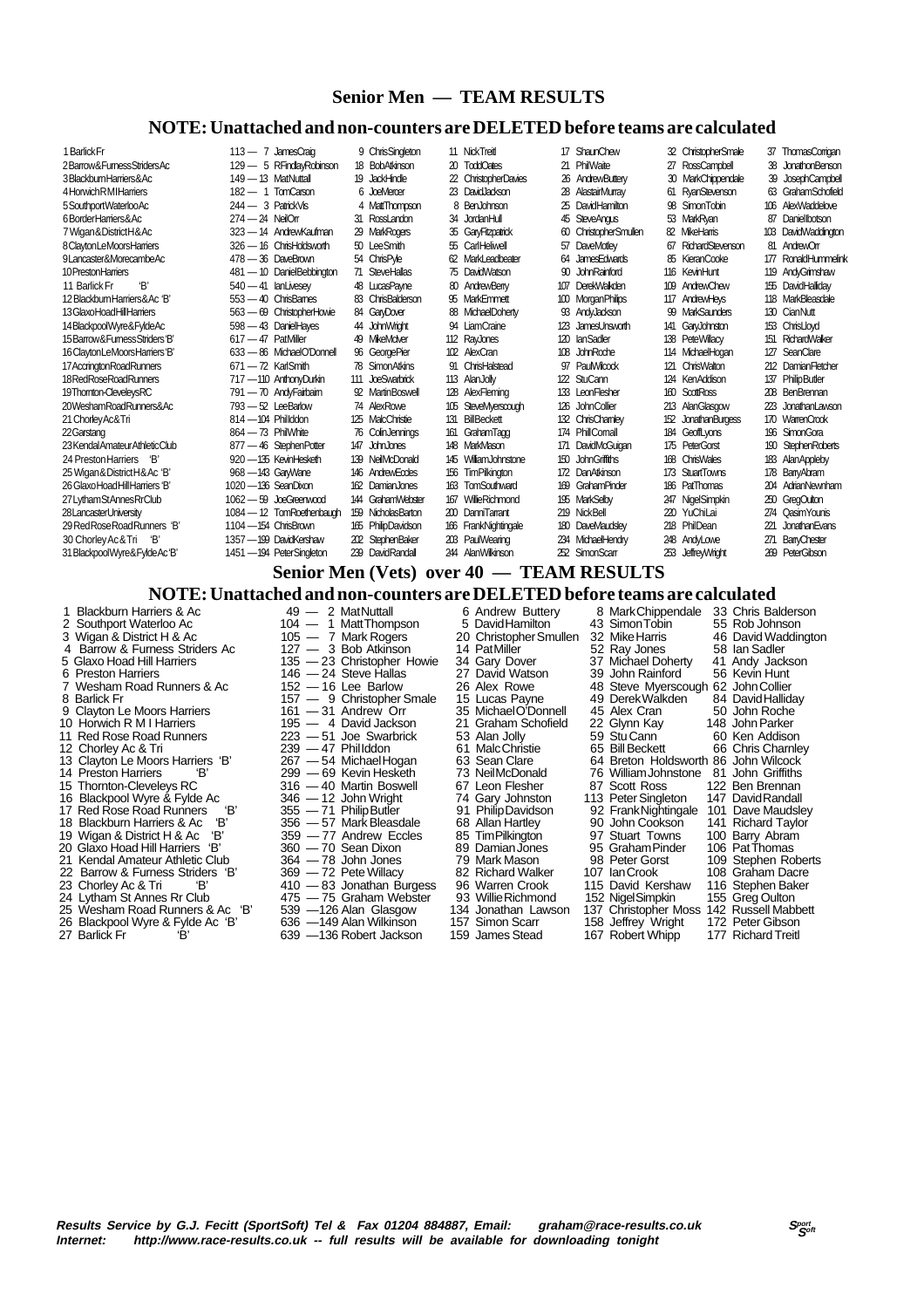## Senior Men — TEAM RESULTS

### NOTE: Unattached and non-counters are DELETED before teams are calculated

| Pos | Team | Pts | 1 | 2 | 3 | 4 | 5 | 6 |
|---|---|---|---|---|---|---|---|---|
| 1 | Barlick Fr | 113 | 7 James Craig | 9 Chris Singleton | 11 Nick Treitl | 17 Shaun Chew | 32 Christopher Smale | 37 Thomas Corrigan |
| 2 | Barrow & Furness Striders Ac | 129 | 5 R Findlay Robinson | 18 Bob Atkinson | 20 Todd Oates | 21 Phil Waite | 27 Ross Campbell | 38 Jonathon Benson |
| 3 | Blackburn Harriers & Ac | 149 | 13 Mat Nuttall | 19 Jack Hindle | 22 Christopher Davies | 26 Andrew Buttery | 30 Mark Chippendale | 39 Joseph Campbell |
| 4 | Horwich R M I Harriers | 182 | 1 Tom Carson | 6 Joe Mercer | 23 David Jackson | 28 Alastair Murray | 61 Ryan Stevenson | 63 Graham Schofield |
| 5 | Southport Waterloo Ac | 244 | 3 Patrick Vis | 4 Matt Thompson | 8 Ben Johnson | 25 David Hamilton | 98 Simon Tobin | 106 Alex Waddelove |
| 6 | Border Harriers & Ac | 274 | 24 Neil Orr | 31 Ross Landon | 34 Jordan Hull | 45 Steve Angus | 53 Mark Ryan | 87 Daniel Ibotson |
| 7 | Wigan & District H & Ac | 323 | 14 Andrew Kaufman | 29 Mark Rogers | 35 Gary Fitzpatrick | 60 Christopher Smullen | 82 Mike Harris | 103 David Waddington |
| 8 | Clayton Le Moors Harriers | 326 | 16 Chris Holdsworth | 50 Lee Smith | 55 Carl Heliwell | 57 Dave Motley | 67 Richard Stevenson | 81 Andrew Orr |
| 9 | Lancaster & Morecambe Ac | 478 | 36 Dave Brown | 54 Chris Pyle | 62 Mark Leadbeater | 64 James Edwards | 85 Kieran Cooke | 177 Ronald Hummelink |
| 10 | Preston Harriers | 481 | 10 Daniel Bebbington | 71 Steve Hallas | 75 David Watson | 90 John Rainford | 116 Kevin Hunt | 119 Andy Grimshaw |
| 11 | Barlick Fr 'B' | 540 | 41 Ian Livesey | 48 Lucas Payne | 80 Andrew Berry | 107 Derek Walkden | 109 Andrew Chew | 155 David Halliday |
| 12 | Blackburn Harriers & Ac 'B' | 553 | 40 Chris Barnes | 83 Chris Balderson | 95 Mark Emmett | 100 Morgan Philips | 117 Andrew Heys | 118 Mark Bleasdale |
| 13 | Glaxo Hoad Hill Harriers | 563 | 69 Christopher Howie | 84 Gary Dover | 88 Michael Doherty | 93 Andy Jackson | 99 Mark Saunders | 130 Cian Nutt |
| 14 | Blackpool Wyre & Fylde Ac | 598 | 43 Daniel Hayes | 44 John Wright | 94 Liam Craine | 123 James Unsworth | 141 Gary Johnston | 153 Chris Lloyd |
| 15 | Barrow & Furness Striders 'B' | 617 | 47 Pat Miller | 49 Mike McIver | 112 Ray Jones | 120 Ian Sadler | 138 Pete Willacy | 151 Richard Walker |
| 16 | Clayton Le Moors Harriers 'B' | 633 | 86 Michael O'Donnell | 96 George Pier | 102 Alex Cran | 108 John Roche | 114 Michael Hogan | 127 Sean Clare |
| 17 | Accrington Road Runners | 671 | 72 Karl Smith | 78 Simon Atkins | 91 Chris Halstead | 97 Paul Wilcock | 121 Chris Walton | 212 Damian Fletcher |
| 18 | Red Rose Road Runners | 717 | 110 Anthony Durkin | 111 Joe Swarbrick | 113 Alan Jolly | 122 Stu Cann | 124 Ken Addison | 137 Philip Butler |
| 19 | Thornton-Cleveleys RC | 791 | 70 Andy Fairbairn | 92 Martin Boswell | 128 Alex Fleming | 133 Leon Flesher | 160 Scott Ross | 208 Ben Brennan |
| 20 | Wesham Road Runners & Ac | 793 | 52 Lee Barlow | 74 Alex Rowe | 105 Steve Myerscough | 126 John Collier | 213 Alan Glasgow | 223 Jonathan Lawson |
| 21 | Chorley Ac & Tri | 814 | 104 Phil Iddon | 125 Malc Christie | 131 Bill Beckett | 132 Chris Charnley | 152 Jonathan Burgess | 170 Warren Crook |
| 22 | Garstang | 864 | 73 Phil White | 76 Colin Jennings | 161 Graham Tagg | 174 Phill Cornall | 184 Geoff Lyons | 196 Simon Gora |
| 23 | Kendal Amateur Athletic Club | 877 | 46 Stephen Potter | 147 John Jones | 148 Mark Mason | 171 David McGuigan | 175 Peter Gorst | 190 Stephen Roberts |
| 24 | Preston Harriers 'B' | 920 | 135 Kevin Hesketh | 139 Neil McDonald | 145 William Johnstone | 150 John Griffiths | 168 Chris Wales | 183 Alan Appleby |
| 25 | Wigan & District H & Ac 'B' | 968 | 143 Gary Wane | 146 Andrew Eccles | 156 Tim Pilkington | 172 Dan Atkinson | 173 Stuart Towns | 178 Barry Abram |
| 26 | Glaxo Hoad Hill Harriers 'B' | 1020 | 136 Sean Dixon | 162 Damian Jones | 163 Tom Southward | 169 Graham Pinder | 186 Pat Thomas | 204 Adrian Newnham |
| 27 | Lytham St Annes Rr Club | 1062 | 59 Joe Greenwood | 144 Graham Webster | 167 Willie Richmond | 195 Mark Selby | 247 Nigel Simpkin | 250 Greg Oulton |
| 28 | Lancaster University | 1084 | 12 Tom Roethenbaugh | 159 Nicholas Barton | 200 Danni Tarrant | 219 Nick Bell | 220 Yu Chi Lai | 274 Qasim Younis |
| 29 | Red Rose Road Runners 'B' | 1104 | 154 Chris Brown | 165 Philip Davidson | 166 Frank Nightingale | 180 Dave Maudsley | 218 Phil Dean | 221 Jonathan Evans |
| 30 | Chorley Ac & Tri 'B' | 1357 | 199 David Kershaw | 202 Stephen Baker | 203 Paul Wearing | 234 Michael Hendry | 248 Andy Lowe | 271 Barry Chester |
| 31 | Blackpool Wyre & Fylde Ac 'B' | 1451 | 194 Peter Singleton | 239 David Randall | 244 Alan Wilkinson | 252 Simon Scarr | 253 Jeffrey Wright | 269 Peter Gibson |

## Senior Men (Vets) over 40 — TEAM RESULTS

### NOTE: Unattached and non-counters are DELETED before teams are calculated

| Pos | Team | Pts | 1 | 2 | 3 | 4 |
|---|---|---|---|---|---|---|
| 1 | Blackburn Harriers & Ac | 49 | 2 Mat Nuttall | 6 Andrew Buttery | 8 Mark Chippendale | 33 Chris Balderson |
| 2 | Southport Waterloo Ac | 104 | 1 Matt Thompson | 5 David Hamilton | 43 Simon Tobin | 55 Rob Johnson |
| 3 | Wigan & District H & Ac | 105 | 7 Mark Rogers | 20 Christopher Smullen | 32 Mike Harris | 46 David Waddington |
| 4 | Barrow & Furness Striders Ac | 127 | 3 Bob Atkinson | 14 Pat Miller | 52 Ray Jones | 58 Ian Sadler |
| 5 | Glaxo Hoad Hill Harriers | 135 | 23 Christopher Howie | 34 Gary Dover | 37 Michael Doherty | 41 Andy Jackson |
| 6 | Preston Harriers | 146 | 24 Steve Hallas | 27 David Watson | 39 John Rainford | 56 Kevin Hunt |
| 7 | Wesham Road Runners & Ac | 152 | 16 Lee Barlow | 26 Alex Rowe | 48 Steve Myerscough | 62 John Collier |
| 8 | Barlick Fr | 157 | 9 Christopher Smale | 15 Lucas Payne | 49 Derek Walkden | 84 David Halliday |
| 9 | Clayton Le Moors Harriers | 161 | 31 Andrew Orr | 35 Michael O'Donnell | 45 Alex Cran | 50 John Roche |
| 10 | Horwich R M I Harriers | 195 | 4 David Jackson | 21 Graham Schofield | 22 Glynn Kay | 148 John Parker |
| 11 | Red Rose Road Runners | 223 | 51 Joe Swarbrick | 53 Alan Jolly | 59 Stu Cann | 60 Ken Addison |
| 12 | Chorley Ac & Tri | 239 | 47 Phil Iddon | 61 Malc Christie | 65 Bill Beckett | 66 Chris Charnley |
| 13 | Clayton Le Moors Harriers 'B' | 267 | 54 Michael Hogan | 63 Sean Clare | 64 Breton Holdsworth | 86 John Wilcock |
| 14 | Preston Harriers 'B' | 299 | 69 Kevin Hesketh | 73 Neil McDonald | 76 William Johnstone | 81 John Griffiths |
| 15 | Thornton-Cleveleys RC | 316 | 40 Martin Boswell | 67 Leon Flesher | 87 Scott Ross | 122 Ben Brennan |
| 16 | Blackpool Wyre & Fylde Ac | 346 | 12 John Wright | 74 Gary Johnston | 113 Peter Singleton | 147 David Randall |
| 17 | Red Rose Road Runners 'B' | 355 | 71 Philip Butler | 91 Philip Davidson | 92 Frank Nightingale | 101 Dave Maudsley |
| 18 | Blackburn Harriers & Ac 'B' | 356 | 57 Mark Bleasdale | 68 Allan Hartley | 90 John Cookson | 141 Richard Taylor |
| 19 | Wigan & District H & Ac 'B' | 359 | 77 Andrew Eccles | 85 Tim Pilkington | 97 Stuart Towns | 100 Barry Abram |
| 20 | Glaxo Hoad Hill Harriers 'B' | 360 | 70 Sean Dixon | 89 Damian Jones | 95 Graham Pinder | 106 Pat Thomas |
| 21 | Kendal Amateur Athletic Club | 364 | 78 John Jones | 79 Mark Mason | 98 Peter Gorst | 109 Stephen Roberts |
| 22 | Barrow & Furness Striders 'B' | 369 | 72 Pete Willacy | 82 Richard Walker | 107 Ian Crook | 108 Graham Dacre |
| 23 | Chorley Ac & Tri 'B' | 410 | 83 Jonathan Burgess | 96 Warren Crook | 115 David Kershaw | 116 Stephen Baker |
| 24 | Lytham St Annes Rr Club | 475 | 75 Graham Webster | 93 Willie Richmond | 152 Nigel Simpkin | 155 Greg Oulton |
| 25 | Wesham Road Runners & Ac 'B' | 539 | 126 Alan Glasgow | 134 Jonathan Lawson | 137 Christopher Moss | 142 Russell Mabbett |
| 26 | Blackpool Wyre & Fylde Ac 'B' | 636 | 149 Alan Wilkinson | 157 Simon Scarr | 158 Jeffrey Wright | 172 Peter Gibson |
| 27 | Barlick Fr 'B' | 639 | 136 Robert Jackson | 159 James Stead | 167 Robert Whipp | 177 Richard Treitl |

*Results Service by G.J. Fecitt (SportSoft) Tel & Fax 01204 884887, Email: graham@race-results.co.uk*
*Internet: http://www.race-results.co.uk -- full results will be available for downloading tonight*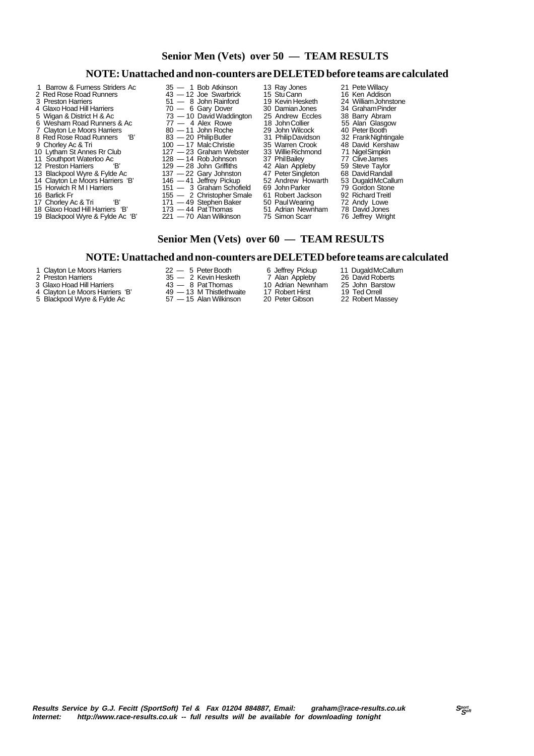## Senior Men (Vets) over 50 — TEAM RESULTS

### NOTE: Unattached and non-counters are DELETED before teams are calculated

| | | | | | |
|---|---|---|---|---|---|
| 1 | Barrow & Furness Striders Ac | 35 — 1 Bob Atkinson | 13 Ray Jones | 21 Pete Willacy |
| 2 | Red Rose Road Runners | 43 — 12 Joe Swarbrick | 15 Stu Cann | 16 Ken Addison |
| 3 | Preston Harriers | 51 — 8 John Rainford | 19 Kevin Hesketh | 24 William Johnstone |
| 4 | Glaxo Hoad Hill Harriers | 70 — 6 Gary Dover | 30 Damian Jones | 34 Graham Pinder |
| 5 | Wigan & District H & Ac | 73 — 10 David Waddington | 25 Andrew Eccles | 38 Barry Abram |
| 6 | Wesham Road Runners & Ac | 77 — 4 Alex Rowe | 18 John Collier | 55 Alan Glasgow |
| 7 | Clayton Le Moors Harriers | 80 — 11 John Roche | 29 John Wilcock | 40 Peter Booth |
| 8 | Red Rose Road Runners 'B' | 83 — 20 Philip Butler | 31 Philip Davidson | 32 Frank Nightingale |
| 9 | Chorley Ac & Tri | 100 — 17 Malc Christie | 35 Warren Crook | 48 David Kershaw |
| 10 | Lytham St Annes Rr Club | 127 — 23 Graham Webster | 33 Willie Richmond | 71 Nigel Simpkin |
| 11 | Southport Waterloo Ac | 128 — 14 Rob Johnson | 37 Phil Bailey | 77 Clive James |
| 12 | Preston Harriers 'B' | 129 — 28 John Griffiths | 42 Alan Appleby | 59 Steve Taylor |
| 13 | Blackpool Wyre & Fylde Ac | 137 — 22 Gary Johnston | 47 Peter Singleton | 68 David Randall |
| 14 | Clayton Le Moors Harriers 'B' | 146 — 41 Jeffrey Pickup | 52 Andrew Howarth | 53 Dugald McCallum |
| 15 | Horwich R M I Harriers | 151 — 3 Graham Schofield | 69 John Parker | 79 Gordon Stone |
| 16 | Barlick Fr | 155 — 2 Christopher Smale | 61 Robert Jackson | 92 Richard Treitl |
| 17 | Chorley Ac & Tri 'B' | 171 — 49 Stephen Baker | 50 Paul Wearing | 72 Andy Lowe |
| 18 | Glaxo Hoad Hill Harriers 'B' | 173 — 44 Pat Thomas | 51 Adrian Newnham | 78 David Jones |
| 19 | Blackpool Wyre & Fylde Ac 'B' | 221 — 70 Alan Wilkinson | 75 Simon Scarr | 76 Jeffrey Wright |

## Senior Men (Vets) over 60 — TEAM RESULTS

### NOTE: Unattached and non-counters are DELETED before teams are calculated

| | | | | |
|---|---|---|---|---|
| 1 | Clayton Le Moors Harriers | 22 — 5 Peter Booth | 6 Jeffrey Pickup | 11 Dugald McCallum |
| 2 | Preston Harriers | 35 — 2 Kevin Hesketh | 7 Alan Appleby | 26 David Roberts |
| 3 | Glaxo Hoad Hill Harriers | 43 — 8 Pat Thomas | 10 Adrian Newnham | 25 John Barstow |
| 4 | Clayton Le Moors Harriers 'B' | 49 — 13 M Thistlethwaite | 17 Robert Hirst | 19 Ted Orrell |
| 5 | Blackpool Wyre & Fylde Ac | 57 — 15 Alan Wilkinson | 20 Peter Gibson | 22 Robert Massey |

***Results Service by G.J. Fecitt (SportSoft) Tel & Fax 01204 884887, Email: graham@race-results.co.uk***
***Internet: http://www.race-results.co.uk -- full results will be available for downloading tonight***